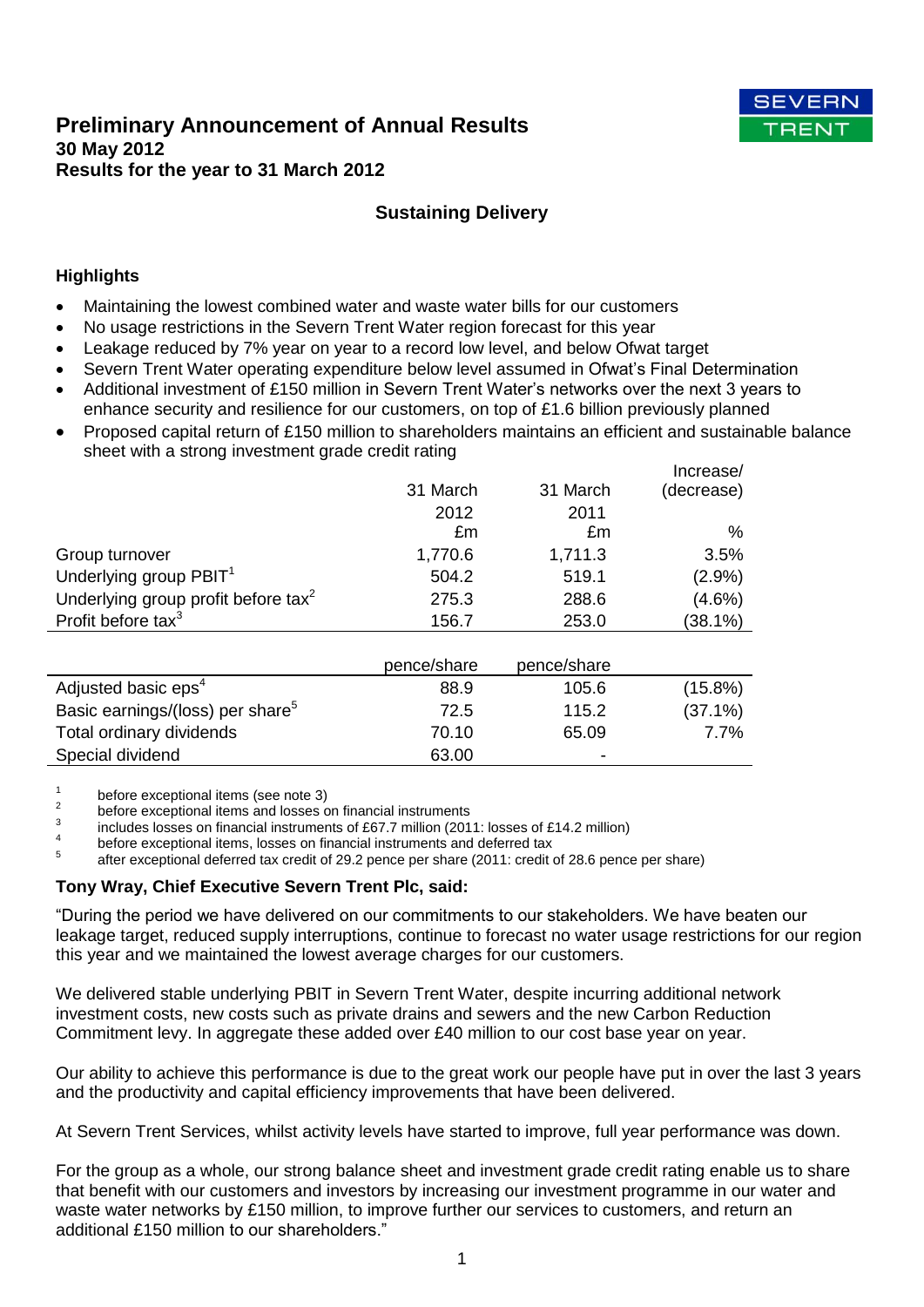# Preliminary Announcement of Annual Results

**30 May 2012**
**Results for the year to 31 March 2012**

## Sustaining Delivery

### Highlights

- Maintaining the lowest combined water and waste water bills for our customers
- No usage restrictions in the Severn Trent Water region forecast for this year
- Leakage reduced by 7% year on year to a record low level, and below Ofwat target
- Severn Trent Water operating expenditure below level assumed in Ofwat's Final Determination
- Additional investment of £150 million in Severn Trent Water's networks over the next 3 years to enhance security and resilience for our customers, on top of £1.6 billion previously planned
- Proposed capital return of £150 million to shareholders maintains an efficient and sustainable balance sheet with a strong investment grade credit rating

| | 31 March 2012 £m | 31 March 2011 £m | Increase/ (decrease) % |
|---|---|---|---|
| Group turnover | 1,770.6 | 1,711.3 | 3.5% |
| Underlying group PBIT[1] | 504.2 | 519.1 | (2.9%) |
| Underlying group profit before tax[2] | 275.3 | 288.6 | (4.6%) |
| Profit before tax[3] | 156.7 | 253.0 | (38.1%) |
| | **pence/share** | **pence/share** | |
| Adjusted basic eps[4] | 88.9 | 105.6 | (15.8%) |
| Basic earnings/(loss) per share[5] | 72.5 | 115.2 | (37.1%) |
| Total ordinary dividends | 70.10 | 65.09 | 7.7% |
| Special dividend | 63.00 | - | |

[1] before exceptional items (see note 3)
[2] before exceptional items and losses on financial instruments
[3] includes losses on financial instruments of £67.7 million (2011: losses of £14.2 million)
[4] before exceptional items, losses on financial instruments and deferred tax
[5] after exceptional deferred tax credit of 29.2 pence per share (2011: credit of 28.6 pence per share)

**Tony Wray, Chief Executive Severn Trent Plc, said:**

"During the period we have delivered on our commitments to our stakeholders. We have beaten our leakage target, reduced supply interruptions, continue to forecast no water usage restrictions for our region this year and we maintained the lowest average charges for our customers.

We delivered stable underlying PBIT in Severn Trent Water, despite incurring additional network investment costs, new costs such as private drains and sewers and the new Carbon Reduction Commitment levy. In aggregate these added over £40 million to our cost base year on year.

Our ability to achieve this performance is due to the great work our people have put in over the last 3 years and the productivity and capital efficiency improvements that have been delivered.

At Severn Trent Services, whilst activity levels have started to improve, full year performance was down.

For the group as a whole, our strong balance sheet and investment grade credit rating enable us to share that benefit with our customers and investors by increasing our investment programme in our water and waste water networks by £150 million, to improve further our services to customers, and return an additional £150 million to our shareholders."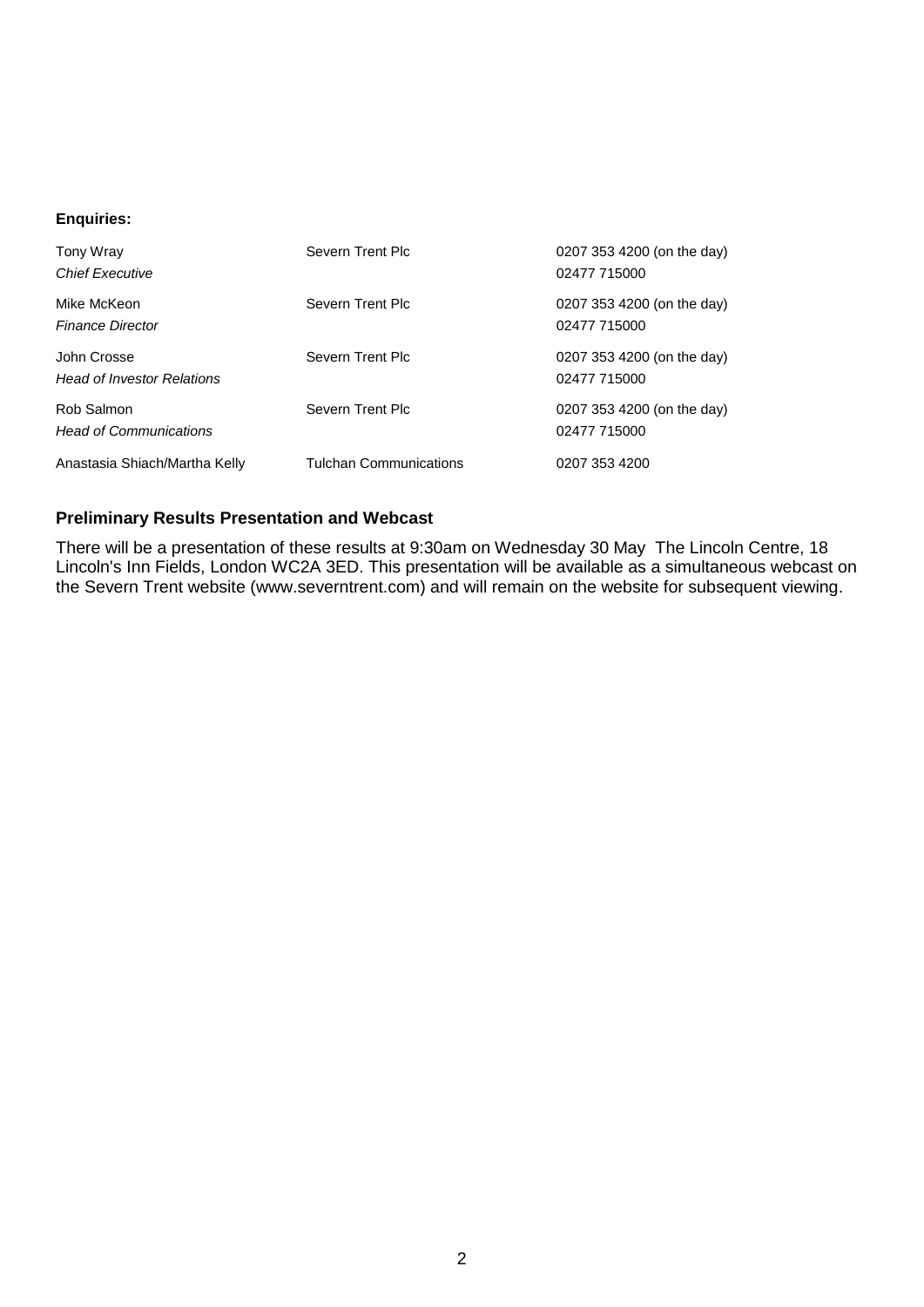**Enquiries:**

| | | |
|---|---|---|
| Tony Wray<br>*Chief Executive* | Severn Trent Plc | 0207 353 4200 (on the day)<br>02477 715000 |
| Mike McKeon<br>*Finance Director* | Severn Trent Plc | 0207 353 4200 (on the day)<br>02477 715000 |
| John Crosse<br>*Head of Investor Relations* | Severn Trent Plc | 0207 353 4200 (on the day)<br>02477 715000 |
| Rob Salmon<br>*Head of Communications* | Severn Trent Plc | 0207 353 4200 (on the day)<br>02477 715000 |
| Anastasia Shiach/Martha Kelly | Tulchan Communications | 0207 353 4200 |

## Preliminary Results Presentation and Webcast

There will be a presentation of these results at 9:30am on Wednesday 30 May The Lincoln Centre, 18 Lincoln's Inn Fields, London WC2A 3ED. This presentation will be available as a simultaneous webcast on the Severn Trent website (www.severntrent.com) and will remain on the website for subsequent viewing.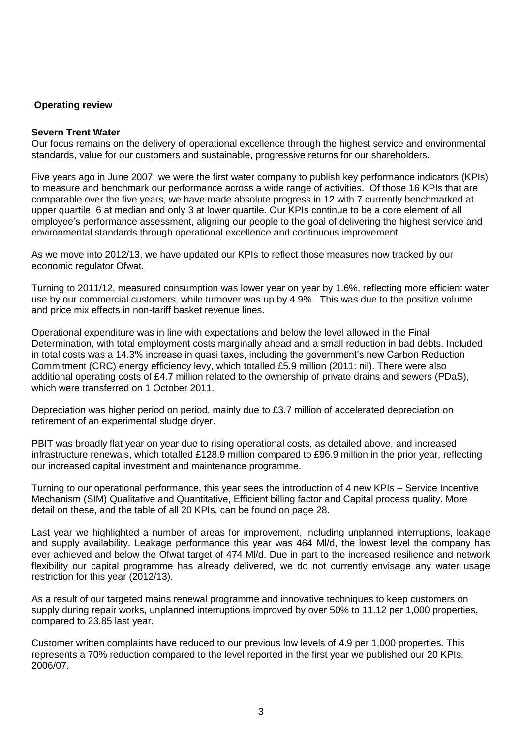**Operating review**

**Severn Trent Water**

Our focus remains on the delivery of operational excellence through the highest service and environmental standards, value for our customers and sustainable, progressive returns for our shareholders.

Five years ago in June 2007, we were the first water company to publish key performance indicators (KPIs) to measure and benchmark our performance across a wide range of activities. Of those 16 KPIs that are comparable over the five years, we have made absolute progress in 12 with 7 currently benchmarked at upper quartile, 6 at median and only 3 at lower quartile. Our KPIs continue to be a core element of all employee's performance assessment, aligning our people to the goal of delivering the highest service and environmental standards through operational excellence and continuous improvement.

As we move into 2012/13, we have updated our KPIs to reflect those measures now tracked by our economic regulator Ofwat.

Turning to 2011/12, measured consumption was lower year on year by 1.6%, reflecting more efficient water use by our commercial customers, while turnover was up by 4.9%. This was due to the positive volume and price mix effects in non-tariff basket revenue lines.

Operational expenditure was in line with expectations and below the level allowed in the Final Determination, with total employment costs marginally ahead and a small reduction in bad debts. Included in total costs was a 14.3% increase in quasi taxes, including the government's new Carbon Reduction Commitment (CRC) energy efficiency levy, which totalled £5.9 million (2011: nil). There were also additional operating costs of £4.7 million related to the ownership of private drains and sewers (PDaS), which were transferred on 1 October 2011.

Depreciation was higher period on period, mainly due to £3.7 million of accelerated depreciation on retirement of an experimental sludge dryer.

PBIT was broadly flat year on year due to rising operational costs, as detailed above, and increased infrastructure renewals, which totalled £128.9 million compared to £96.9 million in the prior year, reflecting our increased capital investment and maintenance programme.

Turning to our operational performance, this year sees the introduction of 4 new KPIs – Service Incentive Mechanism (SIM) Qualitative and Quantitative, Efficient billing factor and Capital process quality. More detail on these, and the table of all 20 KPIs, can be found on page 28.

Last year we highlighted a number of areas for improvement, including unplanned interruptions, leakage and supply availability. Leakage performance this year was 464 Ml/d, the lowest level the company has ever achieved and below the Ofwat target of 474 Ml/d. Due in part to the increased resilience and network flexibility our capital programme has already delivered, we do not currently envisage any water usage restriction for this year (2012/13).

As a result of our targeted mains renewal programme and innovative techniques to keep customers on supply during repair works, unplanned interruptions improved by over 50% to 11.12 per 1,000 properties, compared to 23.85 last year.

Customer written complaints have reduced to our previous low levels of 4.9 per 1,000 properties. This represents a 70% reduction compared to the level reported in the first year we published our 20 KPIs, 2006/07.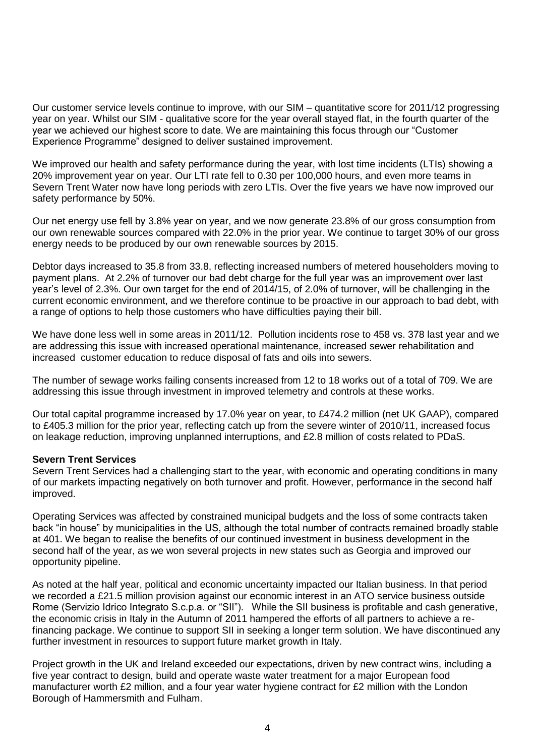Our customer service levels continue to improve, with our SIM – quantitative score for 2011/12 progressing year on year. Whilst our SIM - qualitative score for the year overall stayed flat, in the fourth quarter of the year we achieved our highest score to date. We are maintaining this focus through our "Customer Experience Programme" designed to deliver sustained improvement.

We improved our health and safety performance during the year, with lost time incidents (LTIs) showing a 20% improvement year on year. Our LTI rate fell to 0.30 per 100,000 hours, and even more teams in Severn Trent Water now have long periods with zero LTIs. Over the five years we have now improved our safety performance by 50%.

Our net energy use fell by 3.8% year on year, and we now generate 23.8% of our gross consumption from our own renewable sources compared with 22.0% in the prior year. We continue to target 30% of our gross energy needs to be produced by our own renewable sources by 2015.

Debtor days increased to 35.8 from 33.8, reflecting increased numbers of metered householders moving to payment plans. At 2.2% of turnover our bad debt charge for the full year was an improvement over last year's level of 2.3%. Our own target for the end of 2014/15, of 2.0% of turnover, will be challenging in the current economic environment, and we therefore continue to be proactive in our approach to bad debt, with a range of options to help those customers who have difficulties paying their bill.

We have done less well in some areas in 2011/12. Pollution incidents rose to 458 vs. 378 last year and we are addressing this issue with increased operational maintenance, increased sewer rehabilitation and increased customer education to reduce disposal of fats and oils into sewers.

The number of sewage works failing consents increased from 12 to 18 works out of a total of 709. We are addressing this issue through investment in improved telemetry and controls at these works.

Our total capital programme increased by 17.0% year on year, to £474.2 million (net UK GAAP), compared to £405.3 million for the prior year, reflecting catch up from the severe winter of 2010/11, increased focus on leakage reduction, improving unplanned interruptions, and £2.8 million of costs related to PDaS.

**Severn Trent Services**

Severn Trent Services had a challenging start to the year, with economic and operating conditions in many of our markets impacting negatively on both turnover and profit. However, performance in the second half improved.

Operating Services was affected by constrained municipal budgets and the loss of some contracts taken back "in house" by municipalities in the US, although the total number of contracts remained broadly stable at 401. We began to realise the benefits of our continued investment in business development in the second half of the year, as we won several projects in new states such as Georgia and improved our opportunity pipeline.

As noted at the half year, political and economic uncertainty impacted our Italian business. In that period we recorded a £21.5 million provision against our economic interest in an ATO service business outside Rome (Servizio Idrico Integrato S.c.p.a. or "SII"). While the SII business is profitable and cash generative, the economic crisis in Italy in the Autumn of 2011 hampered the efforts of all partners to achieve a re-financing package. We continue to support SII in seeking a longer term solution. We have discontinued any further investment in resources to support future market growth in Italy.

Project growth in the UK and Ireland exceeded our expectations, driven by new contract wins, including a five year contract to design, build and operate waste water treatment for a major European food manufacturer worth £2 million, and a four year water hygiene contract for £2 million with the London Borough of Hammersmith and Fulham.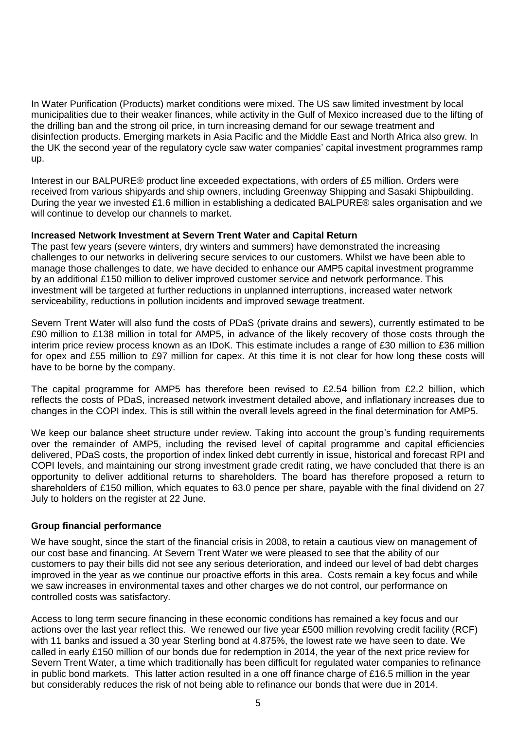In Water Purification (Products) market conditions were mixed. The US saw limited investment by local municipalities due to their weaker finances, while activity in the Gulf of Mexico increased due to the lifting of the drilling ban and the strong oil price, in turn increasing demand for our sewage treatment and disinfection products. Emerging markets in Asia Pacific and the Middle East and North Africa also grew. In the UK the second year of the regulatory cycle saw water companies' capital investment programmes ramp up.

Interest in our BALPURE® product line exceeded expectations, with orders of £5 million. Orders were received from various shipyards and ship owners, including Greenway Shipping and Sasaki Shipbuilding. During the year we invested £1.6 million in establishing a dedicated BALPURE® sales organisation and we will continue to develop our channels to market.

**Increased Network Investment at Severn Trent Water and Capital Return**

The past few years (severe winters, dry winters and summers) have demonstrated the increasing challenges to our networks in delivering secure services to our customers. Whilst we have been able to manage those challenges to date, we have decided to enhance our AMP5 capital investment programme by an additional £150 million to deliver improved customer service and network performance. This investment will be targeted at further reductions in unplanned interruptions, increased water network serviceability, reductions in pollution incidents and improved sewage treatment.

Severn Trent Water will also fund the costs of PDaS (private drains and sewers), currently estimated to be £90 million to £138 million in total for AMP5, in advance of the likely recovery of those costs through the interim price review process known as an IDoK. This estimate includes a range of £30 million to £36 million for opex and £55 million to £97 million for capex. At this time it is not clear for how long these costs will have to be borne by the company.

The capital programme for AMP5 has therefore been revised to £2.54 billion from £2.2 billion, which reflects the costs of PDaS, increased network investment detailed above, and inflationary increases due to changes in the COPI index. This is still within the overall levels agreed in the final determination for AMP5.

We keep our balance sheet structure under review. Taking into account the group's funding requirements over the remainder of AMP5, including the revised level of capital programme and capital efficiencies delivered, PDaS costs, the proportion of index linked debt currently in issue, historical and forecast RPI and COPI levels, and maintaining our strong investment grade credit rating, we have concluded that there is an opportunity to deliver additional returns to shareholders. The board has therefore proposed a return to shareholders of £150 million, which equates to 63.0 pence per share, payable with the final dividend on 27 July to holders on the register at 22 June.

## Group financial performance

We have sought, since the start of the financial crisis in 2008, to retain a cautious view on management of our cost base and financing. At Severn Trent Water we were pleased to see that the ability of our customers to pay their bills did not see any serious deterioration, and indeed our level of bad debt charges improved in the year as we continue our proactive efforts in this area. Costs remain a key focus and while we saw increases in environmental taxes and other charges we do not control, our performance on controlled costs was satisfactory.

Access to long term secure financing in these economic conditions has remained a key focus and our actions over the last year reflect this. We renewed our five year £500 million revolving credit facility (RCF) with 11 banks and issued a 30 year Sterling bond at 4.875%, the lowest rate we have seen to date. We called in early £150 million of our bonds due for redemption in 2014, the year of the next price review for Severn Trent Water, a time which traditionally has been difficult for regulated water companies to refinance in public bond markets. This latter action resulted in a one off finance charge of £16.5 million in the year but considerably reduces the risk of not being able to refinance our bonds that were due in 2014.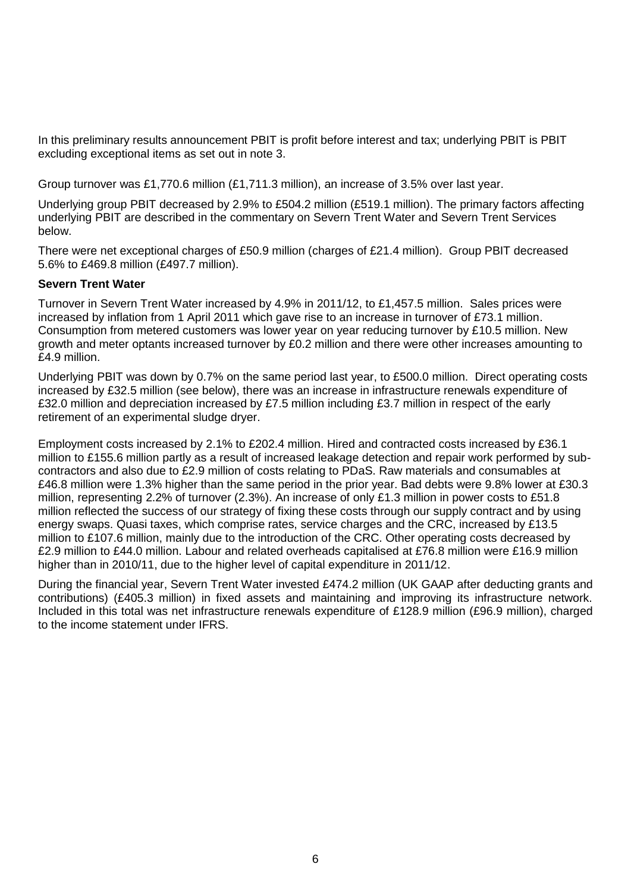In this preliminary results announcement PBIT is profit before interest and tax; underlying PBIT is PBIT excluding exceptional items as set out in note 3.

Group turnover was £1,770.6 million (£1,711.3 million), an increase of 3.5% over last year.

Underlying group PBIT decreased by 2.9% to £504.2 million (£519.1 million). The primary factors affecting underlying PBIT are described in the commentary on Severn Trent Water and Severn Trent Services below.

There were net exceptional charges of £50.9 million (charges of £21.4 million). Group PBIT decreased 5.6% to £469.8 million (£497.7 million).

**Severn Trent Water**

Turnover in Severn Trent Water increased by 4.9% in 2011/12, to £1,457.5 million. Sales prices were increased by inflation from 1 April 2011 which gave rise to an increase in turnover of £73.1 million. Consumption from metered customers was lower year on year reducing turnover by £10.5 million. New growth and meter optants increased turnover by £0.2 million and there were other increases amounting to £4.9 million.

Underlying PBIT was down by 0.7% on the same period last year, to £500.0 million. Direct operating costs increased by £32.5 million (see below), there was an increase in infrastructure renewals expenditure of £32.0 million and depreciation increased by £7.5 million including £3.7 million in respect of the early retirement of an experimental sludge dryer.

Employment costs increased by 2.1% to £202.4 million. Hired and contracted costs increased by £36.1 million to £155.6 million partly as a result of increased leakage detection and repair work performed by sub-contractors and also due to £2.9 million of costs relating to PDaS. Raw materials and consumables at £46.8 million were 1.3% higher than the same period in the prior year. Bad debts were 9.8% lower at £30.3 million, representing 2.2% of turnover (2.3%). An increase of only £1.3 million in power costs to £51.8 million reflected the success of our strategy of fixing these costs through our supply contract and by using energy swaps. Quasi taxes, which comprise rates, service charges and the CRC, increased by £13.5 million to £107.6 million, mainly due to the introduction of the CRC. Other operating costs decreased by £2.9 million to £44.0 million. Labour and related overheads capitalised at £76.8 million were £16.9 million higher than in 2010/11, due to the higher level of capital expenditure in 2011/12.

During the financial year, Severn Trent Water invested £474.2 million (UK GAAP after deducting grants and contributions) (£405.3 million) in fixed assets and maintaining and improving its infrastructure network. Included in this total was net infrastructure renewals expenditure of £128.9 million (£96.9 million), charged to the income statement under IFRS.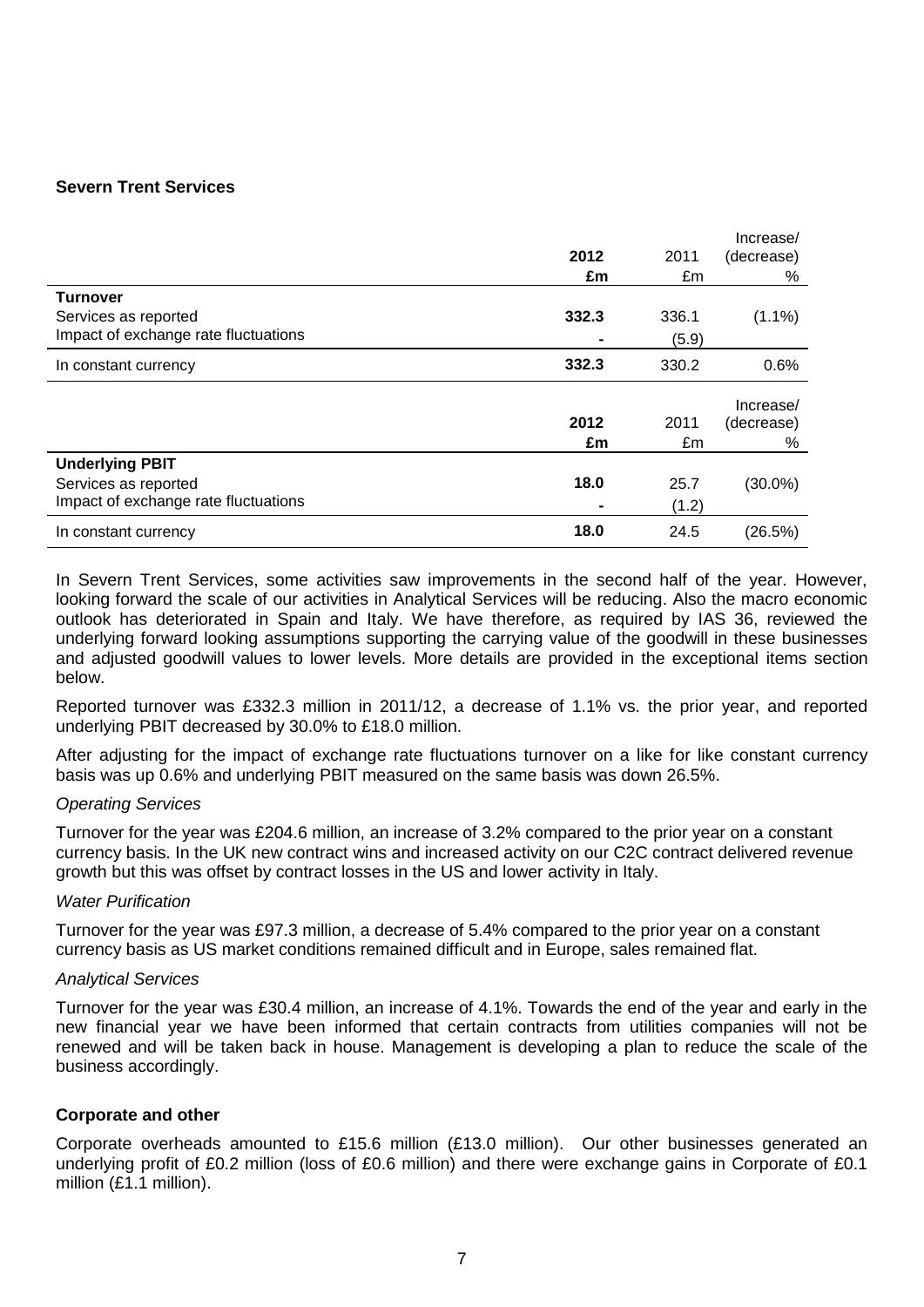**Severn Trent Services**

| | 2012 £m | 2011 £m | Increase/ (decrease) % |
|---|---|---|---|
| **Turnover** | | | |
| Services as reported | **332.3** | 336.1 | (1.1%) |
| Impact of exchange rate fluctuations | **-** | (5.9) | |
| In constant currency | **332.3** | 330.2 | 0.6% |

| | 2012 £m | 2011 £m | Increase/ (decrease) % |
|---|---|---|---|
| **Underlying PBIT** | | | |
| Services as reported | **18.0** | 25.7 | (30.0%) |
| Impact of exchange rate fluctuations | **-** | (1.2) | |
| In constant currency | **18.0** | 24.5 | (26.5%) |

In Severn Trent Services, some activities saw improvements in the second half of the year. However, looking forward the scale of our activities in Analytical Services will be reducing. Also the macro economic outlook has deteriorated in Spain and Italy. We have therefore, as required by IAS 36, reviewed the underlying forward looking assumptions supporting the carrying value of the goodwill in these businesses and adjusted goodwill values to lower levels. More details are provided in the exceptional items section below.

Reported turnover was £332.3 million in 2011/12, a decrease of 1.1% vs. the prior year, and reported underlying PBIT decreased by 30.0% to £18.0 million.

After adjusting for the impact of exchange rate fluctuations turnover on a like for like constant currency basis was up 0.6% and underlying PBIT measured on the same basis was down 26.5%.

*Operating Services*

Turnover for the year was £204.6 million, an increase of 3.2% compared to the prior year on a constant currency basis. In the UK new contract wins and increased activity on our C2C contract delivered revenue growth but this was offset by contract losses in the US and lower activity in Italy.

*Water Purification*

Turnover for the year was £97.3 million, a decrease of 5.4% compared to the prior year on a constant currency basis as US market conditions remained difficult and in Europe, sales remained flat.

*Analytical Services*

Turnover for the year was £30.4 million, an increase of 4.1%. Towards the end of the year and early in the new financial year we have been informed that certain contracts from utilities companies will not be renewed and will be taken back in house. Management is developing a plan to reduce the scale of the business accordingly.

**Corporate and other**

Corporate overheads amounted to £15.6 million (£13.0 million). Our other businesses generated an underlying profit of £0.2 million (loss of £0.6 million) and there were exchange gains in Corporate of £0.1 million (£1.1 million).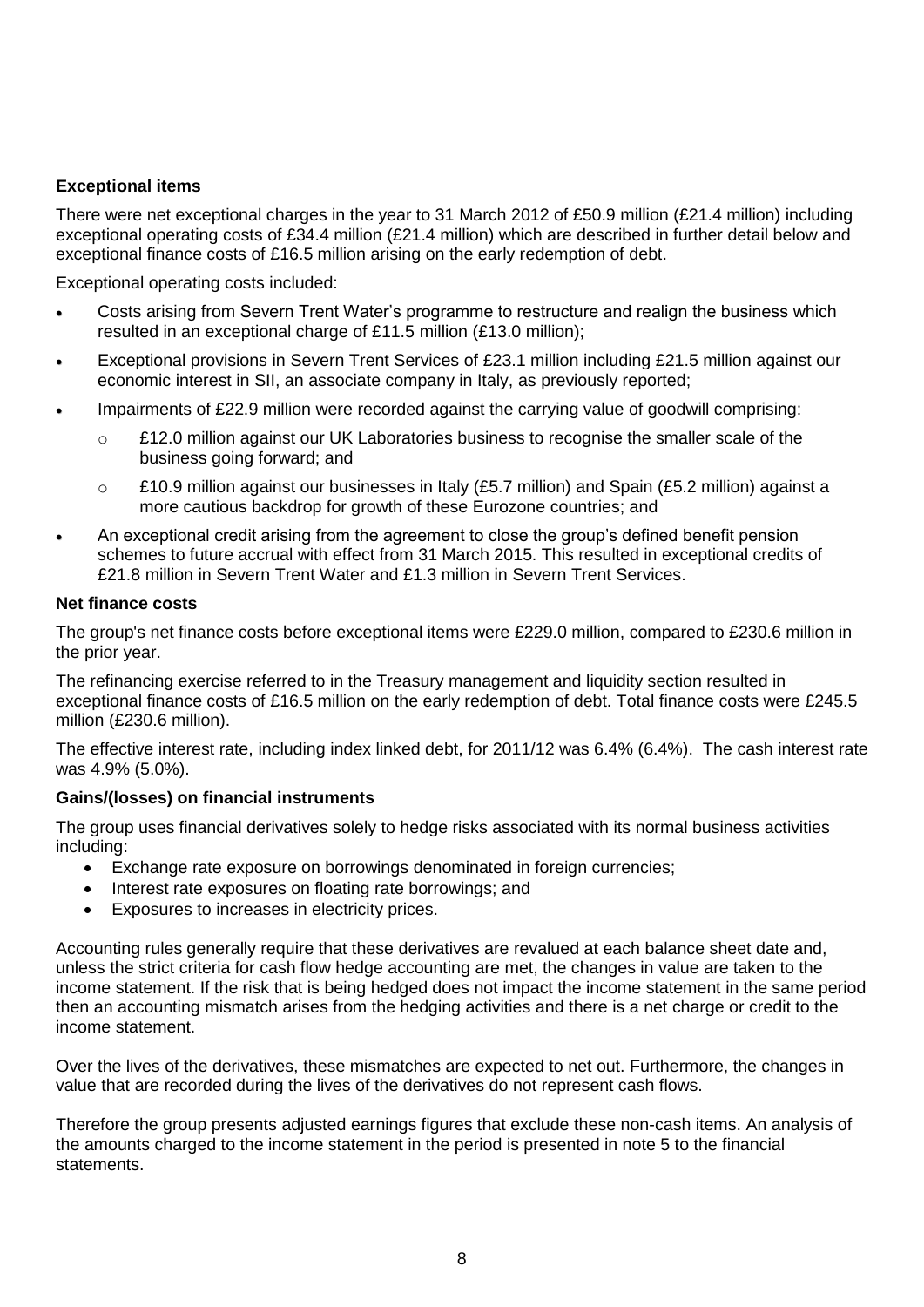### Exceptional items

There were net exceptional charges in the year to 31 March 2012 of £50.9 million (£21.4 million) including exceptional operating costs of £34.4 million (£21.4 million) which are described in further detail below and exceptional finance costs of £16.5 million arising on the early redemption of debt.

Exceptional operating costs included:

- Costs arising from Severn Trent Water's programme to restructure and realign the business which resulted in an exceptional charge of £11.5 million (£13.0 million);
- Exceptional provisions in Severn Trent Services of £23.1 million including £21.5 million against our economic interest in SII, an associate company in Italy, as previously reported;
- Impairments of £22.9 million were recorded against the carrying value of goodwill comprising:
  - £12.0 million against our UK Laboratories business to recognise the smaller scale of the business going forward; and
  - £10.9 million against our businesses in Italy (£5.7 million) and Spain (£5.2 million) against a more cautious backdrop for growth of these Eurozone countries; and
- An exceptional credit arising from the agreement to close the group's defined benefit pension schemes to future accrual with effect from 31 March 2015. This resulted in exceptional credits of £21.8 million in Severn Trent Water and £1.3 million in Severn Trent Services.

### Net finance costs

The group's net finance costs before exceptional items were £229.0 million, compared to £230.6 million in the prior year.

The refinancing exercise referred to in the Treasury management and liquidity section resulted in exceptional finance costs of £16.5 million on the early redemption of debt. Total finance costs were £245.5 million (£230.6 million).

The effective interest rate, including index linked debt, for 2011/12 was 6.4% (6.4%). The cash interest rate was 4.9% (5.0%).

### Gains/(losses) on financial instruments

The group uses financial derivatives solely to hedge risks associated with its normal business activities including:

- Exchange rate exposure on borrowings denominated in foreign currencies;
- Interest rate exposures on floating rate borrowings; and
- Exposures to increases in electricity prices.

Accounting rules generally require that these derivatives are revalued at each balance sheet date and, unless the strict criteria for cash flow hedge accounting are met, the changes in value are taken to the income statement. If the risk that is being hedged does not impact the income statement in the same period then an accounting mismatch arises from the hedging activities and there is a net charge or credit to the income statement.

Over the lives of the derivatives, these mismatches are expected to net out. Furthermore, the changes in value that are recorded during the lives of the derivatives do not represent cash flows.

Therefore the group presents adjusted earnings figures that exclude these non-cash items. An analysis of the amounts charged to the income statement in the period is presented in note 5 to the financial statements.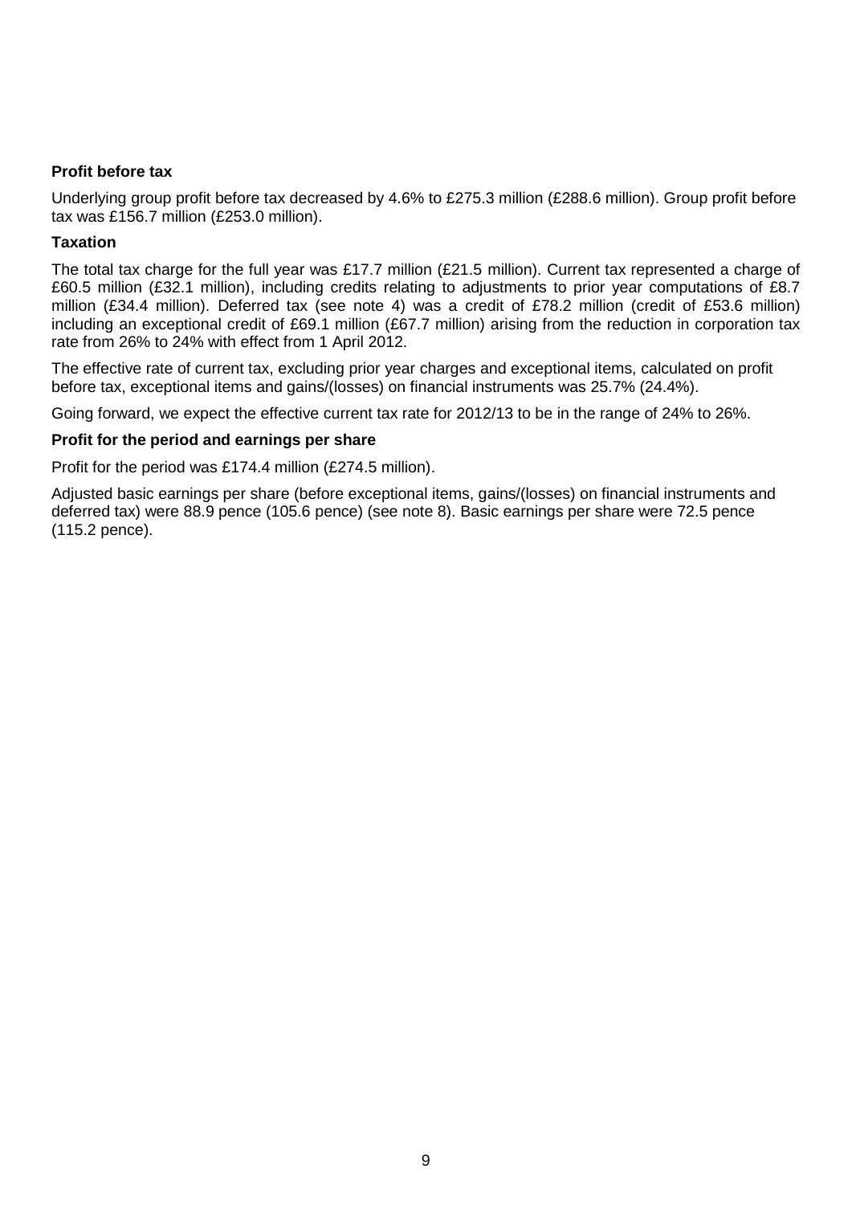**Profit before tax**

Underlying group profit before tax decreased by 4.6% to £275.3 million (£288.6 million). Group profit before tax was £156.7 million (£253.0 million).

**Taxation**

The total tax charge for the full year was £17.7 million (£21.5 million). Current tax represented a charge of £60.5 million (£32.1 million), including credits relating to adjustments to prior year computations of £8.7 million (£34.4 million). Deferred tax (see note 4) was a credit of £78.2 million (credit of £53.6 million) including an exceptional credit of £69.1 million (£67.7 million) arising from the reduction in corporation tax rate from 26% to 24% with effect from 1 April 2012.

The effective rate of current tax, excluding prior year charges and exceptional items, calculated on profit before tax, exceptional items and gains/(losses) on financial instruments was 25.7% (24.4%).

Going forward, we expect the effective current tax rate for 2012/13 to be in the range of 24% to 26%.

**Profit for the period and earnings per share**

Profit for the period was £174.4 million (£274.5 million).

Adjusted basic earnings per share (before exceptional items, gains/(losses) on financial instruments and deferred tax) were 88.9 pence (105.6 pence) (see note 8). Basic earnings per share were 72.5 pence (115.2 pence).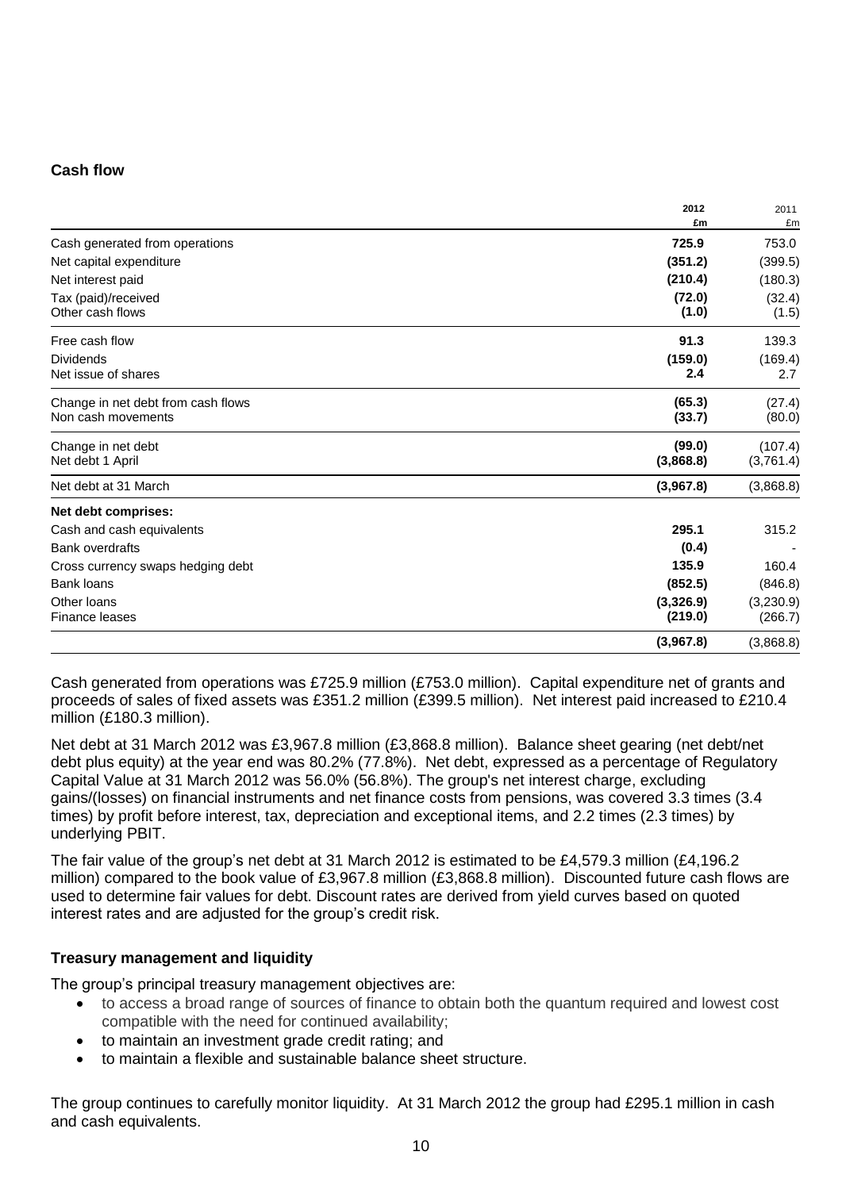## Cash flow

| | 2012 £m | 2011 £m |
|---|---|---|
| Cash generated from operations | **725.9** | 753.0 |
| Net capital expenditure | **(351.2)** | (399.5) |
| Net interest paid | **(210.4)** | (180.3) |
| Tax (paid)/received | **(72.0)** | (32.4) |
| Other cash flows | **(1.0)** | (1.5) |
| Free cash flow | **91.3** | 139.3 |
| Dividends | **(159.0)** | (169.4) |
| Net issue of shares | **2.4** | 2.7 |
| Change in net debt from cash flows | **(65.3)** | (27.4) |
| Non cash movements | **(33.7)** | (80.0) |
| Change in net debt | **(99.0)** | (107.4) |
| Net debt 1 April | **(3,868.8)** | (3,761.4) |
| Net debt at 31 March | **(3,967.8)** | (3,868.8) |
| **Net debt comprises:** | | |
| Cash and cash equivalents | **295.1** | 315.2 |
| Bank overdrafts | **(0.4)** | - |
| Cross currency swaps hedging debt | **135.9** | 160.4 |
| Bank loans | **(852.5)** | (846.8) |
| Other loans | **(3,326.9)** | (3,230.9) |
| Finance leases | **(219.0)** | (266.7) |
| | **(3,967.8)** | (3,868.8) |

Cash generated from operations was £725.9 million (£753.0 million). Capital expenditure net of grants and proceeds of sales of fixed assets was £351.2 million (£399.5 million). Net interest paid increased to £210.4 million (£180.3 million).

Net debt at 31 March 2012 was £3,967.8 million (£3,868.8 million). Balance sheet gearing (net debt/net debt plus equity) at the year end was 80.2% (77.8%). Net debt, expressed as a percentage of Regulatory Capital Value at 31 March 2012 was 56.0% (56.8%). The group's net interest charge, excluding gains/(losses) on financial instruments and net finance costs from pensions, was covered 3.3 times (3.4 times) by profit before interest, tax, depreciation and exceptional items, and 2.2 times (2.3 times) by underlying PBIT.

The fair value of the group's net debt at 31 March 2012 is estimated to be £4,579.3 million (£4,196.2 million) compared to the book value of £3,967.8 million (£3,868.8 million). Discounted future cash flows are used to determine fair values for debt. Discount rates are derived from yield curves based on quoted interest rates and are adjusted for the group's credit risk.

## Treasury management and liquidity

The group's principal treasury management objectives are:

- to access a broad range of sources of finance to obtain both the quantum required and lowest cost compatible with the need for continued availability;
- to maintain an investment grade credit rating; and
- to maintain a flexible and sustainable balance sheet structure.

The group continues to carefully monitor liquidity. At 31 March 2012 the group had £295.1 million in cash and cash equivalents.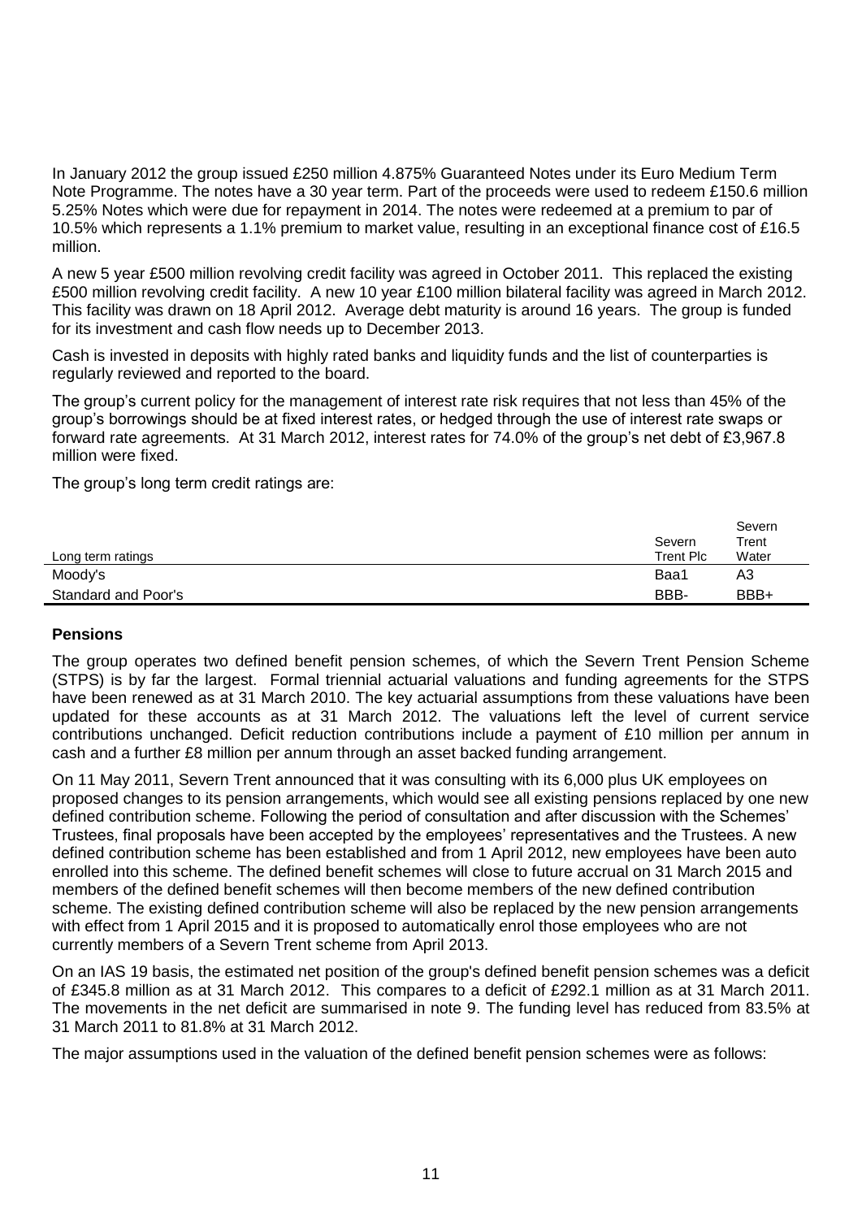In January 2012 the group issued £250 million 4.875% Guaranteed Notes under its Euro Medium Term Note Programme. The notes have a 30 year term. Part of the proceeds were used to redeem £150.6 million 5.25% Notes which were due for repayment in 2014. The notes were redeemed at a premium to par of 10.5% which represents a 1.1% premium to market value, resulting in an exceptional finance cost of £16.5 million.

A new 5 year £500 million revolving credit facility was agreed in October 2011. This replaced the existing £500 million revolving credit facility. A new 10 year £100 million bilateral facility was agreed in March 2012. This facility was drawn on 18 April 2012. Average debt maturity is around 16 years. The group is funded for its investment and cash flow needs up to December 2013.

Cash is invested in deposits with highly rated banks and liquidity funds and the list of counterparties is regularly reviewed and reported to the board.

The group's current policy for the management of interest rate risk requires that not less than 45% of the group's borrowings should be at fixed interest rates, or hedged through the use of interest rate swaps or forward rate agreements. At 31 March 2012, interest rates for 74.0% of the group's net debt of £3,967.8 million were fixed.

The group's long term credit ratings are:

| Long term ratings | Severn Trent Plc | Severn Trent Water |
|---|---|---|
| Moody's | Baa1 | A3 |
| Standard and Poor's | BBB- | BBB+ |

## Pensions

The group operates two defined benefit pension schemes, of which the Severn Trent Pension Scheme (STPS) is by far the largest. Formal triennial actuarial valuations and funding agreements for the STPS have been renewed as at 31 March 2010. The key actuarial assumptions from these valuations have been updated for these accounts as at 31 March 2012. The valuations left the level of current service contributions unchanged. Deficit reduction contributions include a payment of £10 million per annum in cash and a further £8 million per annum through an asset backed funding arrangement.

On 11 May 2011, Severn Trent announced that it was consulting with its 6,000 plus UK employees on proposed changes to its pension arrangements, which would see all existing pensions replaced by one new defined contribution scheme. Following the period of consultation and after discussion with the Schemes' Trustees, final proposals have been accepted by the employees' representatives and the Trustees. A new defined contribution scheme has been established and from 1 April 2012, new employees have been auto enrolled into this scheme. The defined benefit schemes will close to future accrual on 31 March 2015 and members of the defined benefit schemes will then become members of the new defined contribution scheme. The existing defined contribution scheme will also be replaced by the new pension arrangements with effect from 1 April 2015 and it is proposed to automatically enrol those employees who are not currently members of a Severn Trent scheme from April 2013.

On an IAS 19 basis, the estimated net position of the group's defined benefit pension schemes was a deficit of £345.8 million as at 31 March 2012. This compares to a deficit of £292.1 million as at 31 March 2011. The movements in the net deficit are summarised in note 9. The funding level has reduced from 83.5% at 31 March 2011 to 81.8% at 31 March 2012.

The major assumptions used in the valuation of the defined benefit pension schemes were as follows: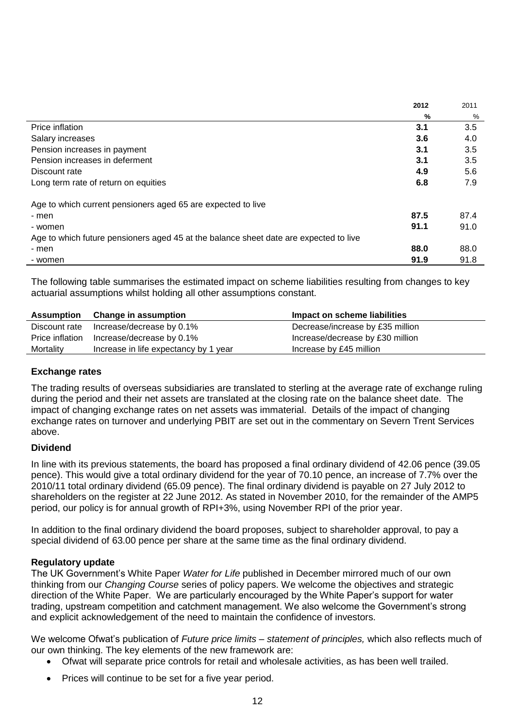| | 2012 | 2011 |
|---|---|---|
| | **%** | % |
| Price inflation | **3.1** | 3.5 |
| Salary increases | **3.6** | 4.0 |
| Pension increases in payment | **3.1** | 3.5 |
| Pension increases in deferment | **3.1** | 3.5 |
| Discount rate | **4.9** | 5.6 |
| Long term rate of return on equities | **6.8** | 7.9 |
| Age to which current pensioners aged 65 are expected to live | | |
| - men | **87.5** | 87.4 |
| - women | **91.1** | 91.0 |
| Age to which future pensioners aged 45 at the balance sheet date are expected to live | | |
| - men | **88.0** | 88.0 |
| - women | **91.9** | 91.8 |

The following table summarises the estimated impact on scheme liabilities resulting from changes to key actuarial assumptions whilst holding all other assumptions constant.

| Assumption | Change in assumption | Impact on scheme liabilities |
|---|---|---|
| Discount rate | Increase/decrease by 0.1% | Decrease/increase by £35 million |
| Price inflation | Increase/decrease by 0.1% | Increase/decrease by £30 million |
| Mortality | Increase in life expectancy by 1 year | Increase by £45 million |

### Exchange rates

The trading results of overseas subsidiaries are translated to sterling at the average rate of exchange ruling during the period and their net assets are translated at the closing rate on the balance sheet date. The impact of changing exchange rates on net assets was immaterial. Details of the impact of changing exchange rates on turnover and underlying PBIT are set out in the commentary on Severn Trent Services above.

### Dividend

In line with its previous statements, the board has proposed a final ordinary dividend of 42.06 pence (39.05 pence). This would give a total ordinary dividend for the year of 70.10 pence, an increase of 7.7% over the 2010/11 total ordinary dividend (65.09 pence). The final ordinary dividend is payable on 27 July 2012 to shareholders on the register at 22 June 2012. As stated in November 2010, for the remainder of the AMP5 period, our policy is for annual growth of RPI+3%, using November RPI of the prior year.

In addition to the final ordinary dividend the board proposes, subject to shareholder approval, to pay a special dividend of 63.00 pence per share at the same time as the final ordinary dividend.

### Regulatory update

The UK Government's White Paper *Water for Life* published in December mirrored much of our own thinking from our *Changing Course* series of policy papers. We welcome the objectives and strategic direction of the White Paper. We are particularly encouraged by the White Paper's support for water trading, upstream competition and catchment management. We also welcome the Government's strong and explicit acknowledgement of the need to maintain the confidence of investors.

We welcome Ofwat's publication of *Future price limits – statement of principles,* which also reflects much of our own thinking. The key elements of the new framework are:

- Ofwat will separate price controls for retail and wholesale activities, as has been well trailed.
- Prices will continue to be set for a five year period.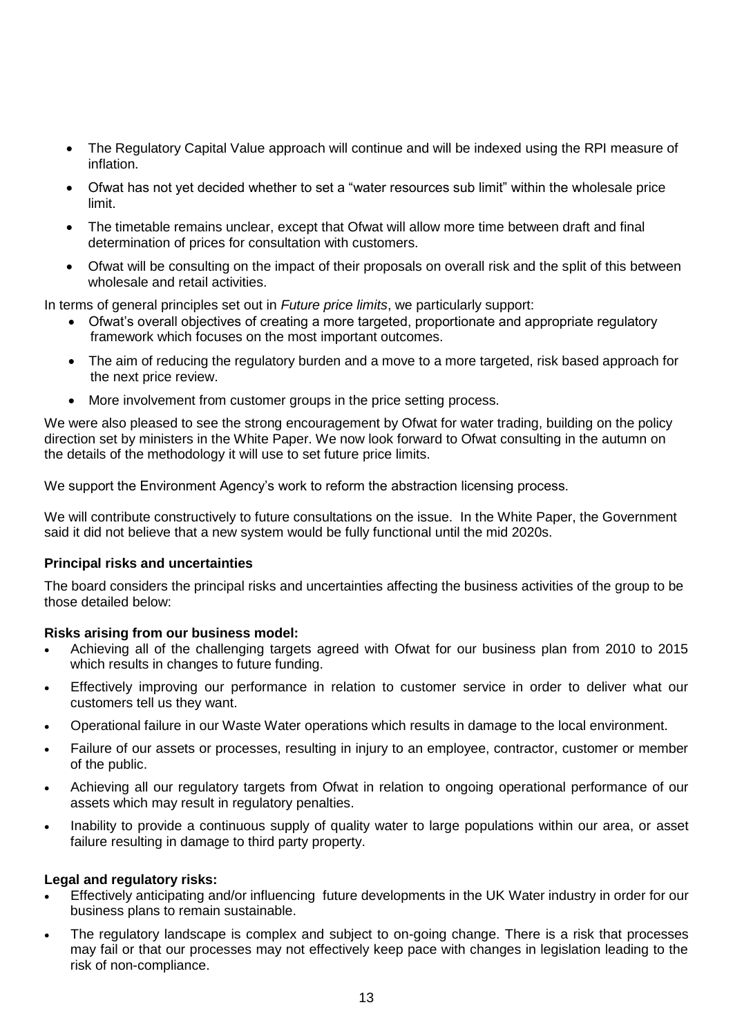- The Regulatory Capital Value approach will continue and will be indexed using the RPI measure of inflation.
- Ofwat has not yet decided whether to set a "water resources sub limit" within the wholesale price limit.
- The timetable remains unclear, except that Ofwat will allow more time between draft and final determination of prices for consultation with customers.
- Ofwat will be consulting on the impact of their proposals on overall risk and the split of this between wholesale and retail activities.

In terms of general principles set out in *Future price limits*, we particularly support:

- Ofwat's overall objectives of creating a more targeted, proportionate and appropriate regulatory framework which focuses on the most important outcomes.
- The aim of reducing the regulatory burden and a move to a more targeted, risk based approach for the next price review.
- More involvement from customer groups in the price setting process.

We were also pleased to see the strong encouragement by Ofwat for water trading, building on the policy direction set by ministers in the White Paper. We now look forward to Ofwat consulting in the autumn on the details of the methodology it will use to set future price limits.

We support the Environment Agency's work to reform the abstraction licensing process.

We will contribute constructively to future consultations on the issue. In the White Paper, the Government said it did not believe that a new system would be fully functional until the mid 2020s.

**Principal risks and uncertainties**

The board considers the principal risks and uncertainties affecting the business activities of the group to be those detailed below:

**Risks arising from our business model:**

- Achieving all of the challenging targets agreed with Ofwat for our business plan from 2010 to 2015 which results in changes to future funding.
- Effectively improving our performance in relation to customer service in order to deliver what our customers tell us they want.
- Operational failure in our Waste Water operations which results in damage to the local environment.
- Failure of our assets or processes, resulting in injury to an employee, contractor, customer or member of the public.
- Achieving all our regulatory targets from Ofwat in relation to ongoing operational performance of our assets which may result in regulatory penalties.
- Inability to provide a continuous supply of quality water to large populations within our area, or asset failure resulting in damage to third party property.

**Legal and regulatory risks:**

- Effectively anticipating and/or influencing future developments in the UK Water industry in order for our business plans to remain sustainable.
- The regulatory landscape is complex and subject to on-going change. There is a risk that processes may fail or that our processes may not effectively keep pace with changes in legislation leading to the risk of non-compliance.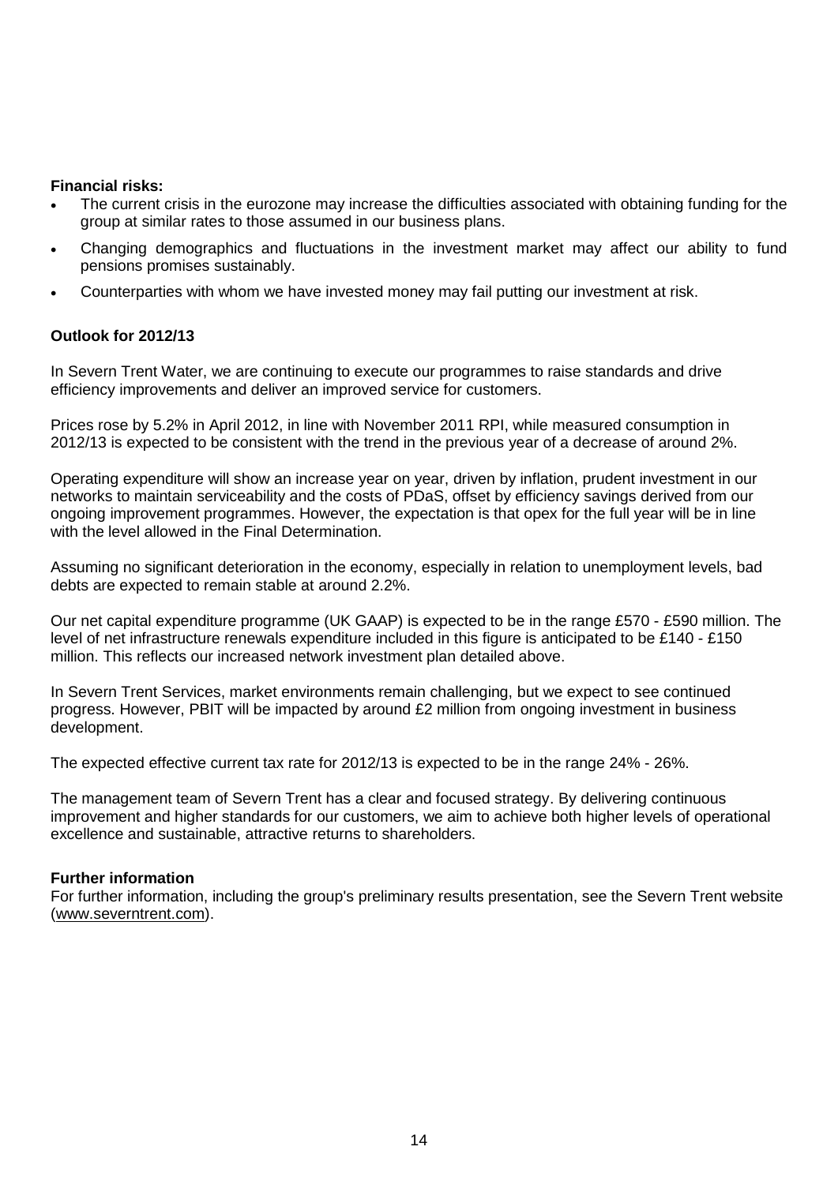**Financial risks:**

- The current crisis in the eurozone may increase the difficulties associated with obtaining funding for the group at similar rates to those assumed in our business plans.
- Changing demographics and fluctuations in the investment market may affect our ability to fund pensions promises sustainably.
- Counterparties with whom we have invested money may fail putting our investment at risk.

**Outlook for 2012/13**

In Severn Trent Water, we are continuing to execute our programmes to raise standards and drive efficiency improvements and deliver an improved service for customers.

Prices rose by 5.2% in April 2012, in line with November 2011 RPI, while measured consumption in 2012/13 is expected to be consistent with the trend in the previous year of a decrease of around 2%.

Operating expenditure will show an increase year on year, driven by inflation, prudent investment in our networks to maintain serviceability and the costs of PDaS, offset by efficiency savings derived from our ongoing improvement programmes. However, the expectation is that opex for the full year will be in line with the level allowed in the Final Determination.

Assuming no significant deterioration in the economy, especially in relation to unemployment levels, bad debts are expected to remain stable at around 2.2%.

Our net capital expenditure programme (UK GAAP) is expected to be in the range £570 - £590 million. The level of net infrastructure renewals expenditure included in this figure is anticipated to be £140 - £150 million. This reflects our increased network investment plan detailed above.

In Severn Trent Services, market environments remain challenging, but we expect to see continued progress. However, PBIT will be impacted by around £2 million from ongoing investment in business development.

The expected effective current tax rate for 2012/13 is expected to be in the range 24% - 26%.

The management team of Severn Trent has a clear and focused strategy. By delivering continuous improvement and higher standards for our customers, we aim to achieve both higher levels of operational excellence and sustainable, attractive returns to shareholders.

**Further information**

For further information, including the group's preliminary results presentation, see the Severn Trent website (www.severntrent.com).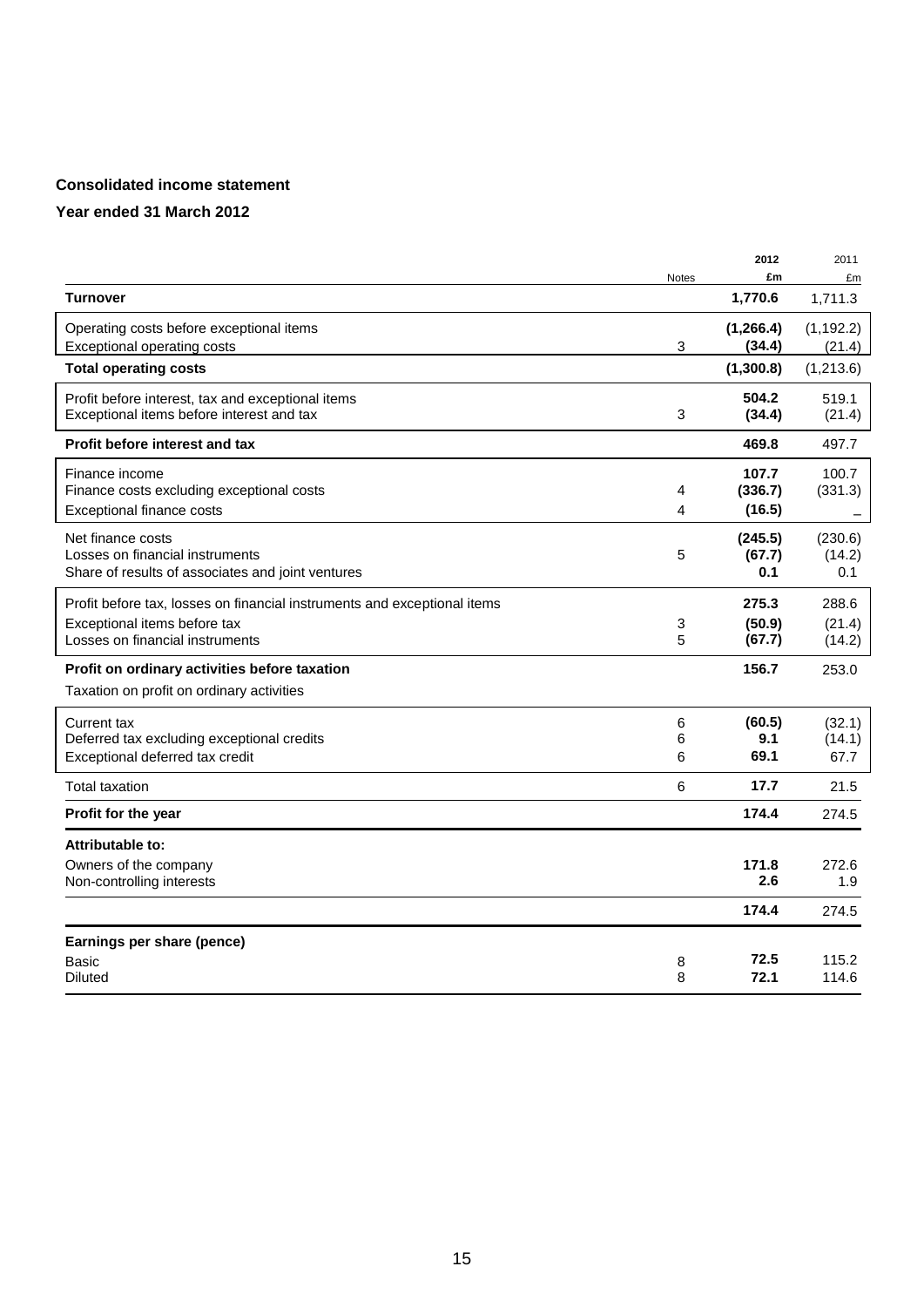**Consolidated income statement**

**Year ended 31 March 2012**

| | Notes | 2012 £m | 2011 £m |
|---|---|---|---|
| **Turnover** | | **1,770.6** | 1,711.3 |
| Operating costs before exceptional items | | **(1,266.4)** | (1,192.2) |
| Exceptional operating costs | 3 | **(34.4)** | (21.4) |
| **Total operating costs** | | **(1,300.8)** | (1,213.6) |
| Profit before interest, tax and exceptional items | | **504.2** | 519.1 |
| Exceptional items before interest and tax | 3 | **(34.4)** | (21.4) |
| **Profit before interest and tax** | | **469.8** | 497.7 |
| Finance income | | **107.7** | 100.7 |
| Finance costs excluding exceptional costs | 4 | **(336.7)** | (331.3) |
| Exceptional finance costs | 4 | **(16.5)** | – |
| Net finance costs | | **(245.5)** | (230.6) |
| Losses on financial instruments | 5 | **(67.7)** | (14.2) |
| Share of results of associates and joint ventures | | **0.1** | 0.1 |
| Profit before tax, losses on financial instruments and exceptional items | | **275.3** | 288.6 |
| Exceptional items before tax | 3 | **(50.9)** | (21.4) |
| Losses on financial instruments | 5 | **(67.7)** | (14.2) |
| **Profit on ordinary activities before taxation** | | **156.7** | 253.0 |
| Taxation on profit on ordinary activities | | | |
| Current tax | 6 | **(60.5)** | (32.1) |
| Deferred tax excluding exceptional credits | 6 | **9.1** | (14.1) |
| Exceptional deferred tax credit | 6 | **69.1** | 67.7 |
| Total taxation | 6 | **17.7** | 21.5 |
| **Profit for the year** | | **174.4** | 274.5 |
| **Attributable to:** | | | |
| Owners of the company | | **171.8** | 272.6 |
| Non-controlling interests | | **2.6** | 1.9 |
| | | **174.4** | 274.5 |
| **Earnings per share (pence)** | | | |
| Basic | 8 | **72.5** | 115.2 |
| Diluted | 8 | **72.1** | 114.6 |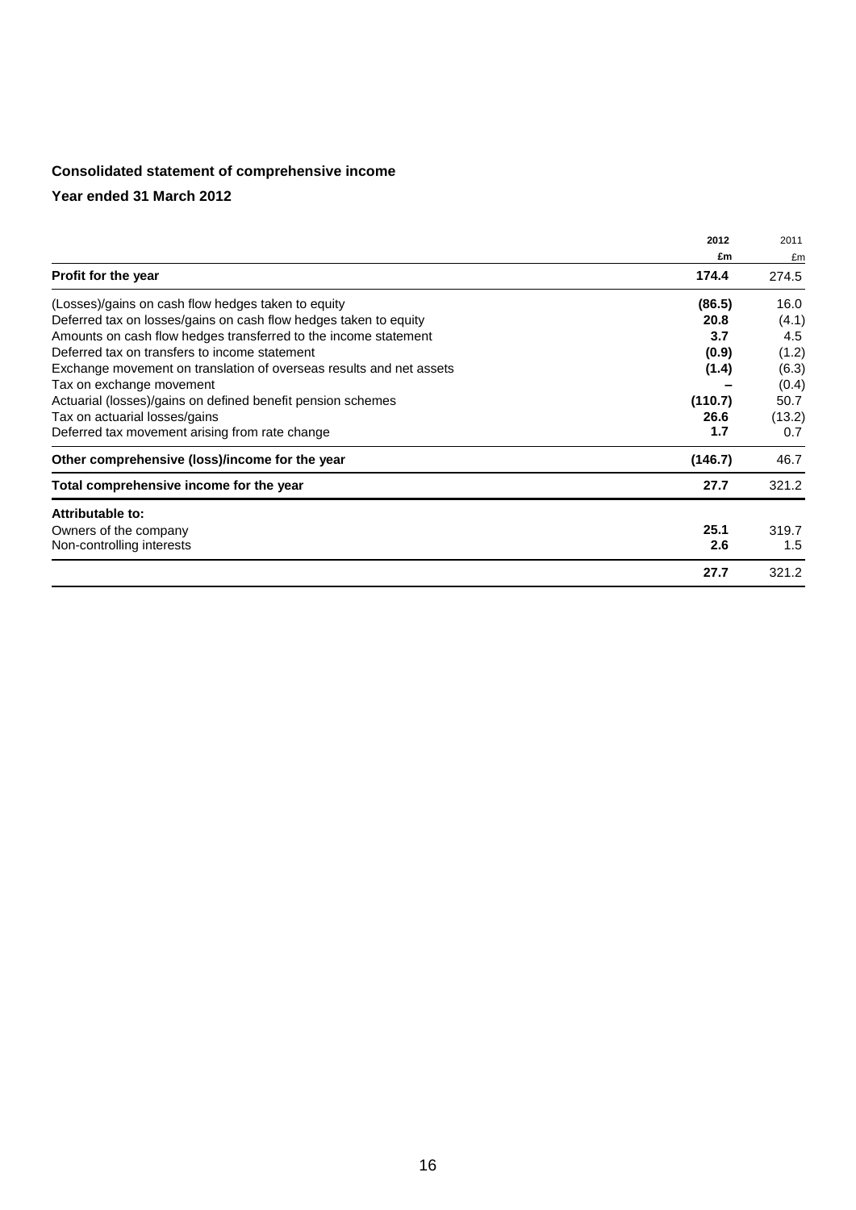**Consolidated statement of comprehensive income**

**Year ended 31 March 2012**

| | 2012<br>£m | 2011<br>£m |
|---|---|---|
| **Profit for the year** | **174.4** | 274.5 |
| (Losses)/gains on cash flow hedges taken to equity | **(86.5)** | 16.0 |
| Deferred tax on losses/gains on cash flow hedges taken to equity | **20.8** | (4.1) |
| Amounts on cash flow hedges transferred to the income statement | **3.7** | 4.5 |
| Deferred tax on transfers to income statement | **(0.9)** | (1.2) |
| Exchange movement on translation of overseas results and net assets | **(1.4)** | (6.3) |
| Tax on exchange movement | **–** | (0.4) |
| Actuarial (losses)/gains on defined benefit pension schemes | **(110.7)** | 50.7 |
| Tax on actuarial losses/gains | **26.6** | (13.2) |
| Deferred tax movement arising from rate change | **1.7** | 0.7 |
| **Other comprehensive (loss)/income for the year** | **(146.7)** | 46.7 |
| **Total comprehensive income for the year** | **27.7** | 321.2 |
| **Attributable to:** | | |
| Owners of the company | **25.1** | 319.7 |
| Non-controlling interests | **2.6** | 1.5 |
| | **27.7** | 321.2 |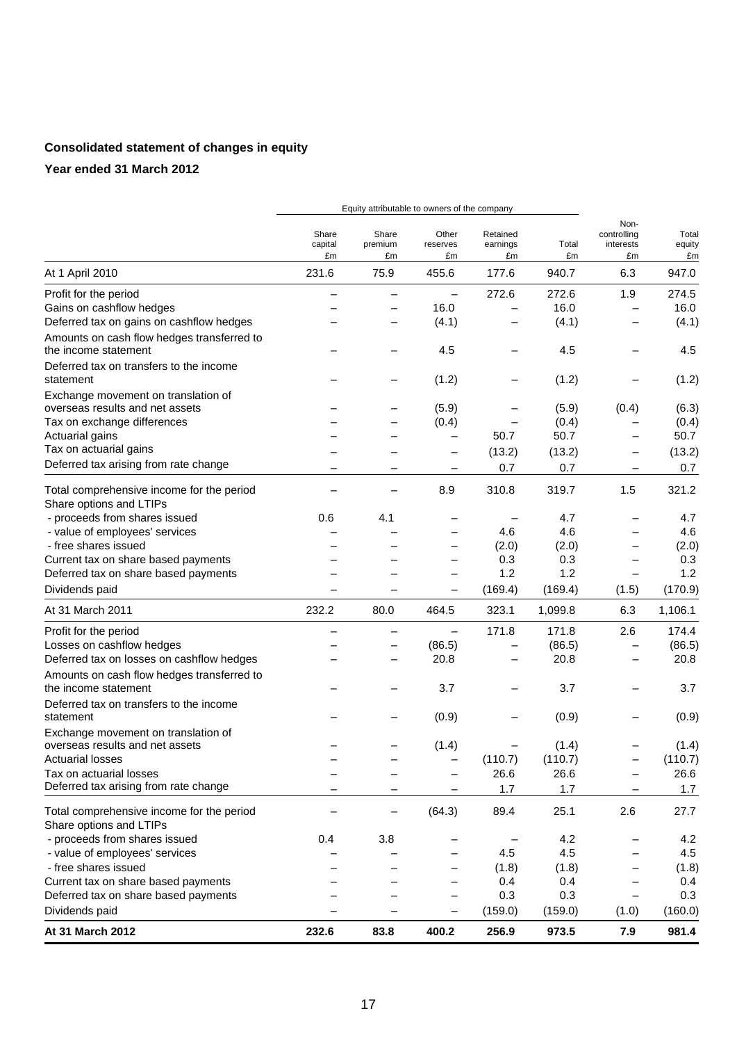**Consolidated statement of changes in equity**

**Year ended 31 March 2012**

| | Equity attributable to owners of the company | | | | | | |
|---|---|---|---|---|---|---|---|
| | Share capital £m | Share premium £m | Other reserves £m | Retained earnings £m | Total £m | Non-controlling interests £m | Total equity £m |
| At 1 April 2010 | 231.6 | 75.9 | 455.6 | 177.6 | 940.7 | 6.3 | 947.0 |
| Profit for the period | – | – | – | 272.6 | 272.6 | 1.9 | 274.5 |
| Gains on cashflow hedges | – | – | 16.0 | – | 16.0 | – | 16.0 |
| Deferred tax on gains on cashflow hedges | – | – | (4.1) | – | (4.1) | – | (4.1) |
| Amounts on cash flow hedges transferred to the income statement | – | – | 4.5 | – | 4.5 | – | 4.5 |
| Deferred tax on transfers to the income statement | – | – | (1.2) | – | (1.2) | – | (1.2) |
| Exchange movement on translation of overseas results and net assets | – | – | (5.9) | – | (5.9) | (0.4) | (6.3) |
| Tax on exchange differences | – | – | (0.4) | – | (0.4) | – | (0.4) |
| Actuarial gains | – | – | – | 50.7 | 50.7 | – | 50.7 |
| Tax on actuarial gains | – | – | – | (13.2) | (13.2) | – | (13.2) |
| Deferred tax arising from rate change | – | – | – | 0.7 | 0.7 | – | 0.7 |
| Total comprehensive income for the period | – | – | 8.9 | 310.8 | 319.7 | 1.5 | 321.2 |
| Share options and LTIPs | | | | | | | |
| - proceeds from shares issued | 0.6 | 4.1 | – | – | 4.7 | – | 4.7 |
| - value of employees' services | – | – | – | 4.6 | 4.6 | – | 4.6 |
| - free shares issued | – | – | – | (2.0) | (2.0) | – | (2.0) |
| Current tax on share based payments | – | – | – | 0.3 | 0.3 | – | 0.3 |
| Deferred tax on share based payments | – | – | – | 1.2 | 1.2 | – | 1.2 |
| Dividends paid | – | – | – | (169.4) | (169.4) | (1.5) | (170.9) |
| At 31 March 2011 | 232.2 | 80.0 | 464.5 | 323.1 | 1,099.8 | 6.3 | 1,106.1 |
| Profit for the period | – | – | – | 171.8 | 171.8 | 2.6 | 174.4 |
| Losses on cashflow hedges | – | – | (86.5) | – | (86.5) | – | (86.5) |
| Deferred tax on losses on cashflow hedges | – | – | 20.8 | – | 20.8 | – | 20.8 |
| Amounts on cash flow hedges transferred to the income statement | – | – | 3.7 | – | 3.7 | – | 3.7 |
| Deferred tax on transfers to the income statement | – | – | (0.9) | – | (0.9) | – | (0.9) |
| Exchange movement on translation of overseas results and net assets | – | – | (1.4) | – | (1.4) | – | (1.4) |
| Actuarial losses | – | – | – | (110.7) | (110.7) | – | (110.7) |
| Tax on actuarial losses | – | – | – | 26.6 | 26.6 | – | 26.6 |
| Deferred tax arising from rate change | – | – | – | 1.7 | 1.7 | – | 1.7 |
| Total comprehensive income for the period | – | – | (64.3) | 89.4 | 25.1 | 2.6 | 27.7 |
| Share options and LTIPs | | | | | | | |
| - proceeds from shares issued | 0.4 | 3.8 | – | – | 4.2 | – | 4.2 |
| - value of employees' services | – | – | – | 4.5 | 4.5 | – | 4.5 |
| - free shares issued | – | – | – | (1.8) | (1.8) | – | (1.8) |
| Current tax on share based payments | – | – | – | 0.4 | 0.4 | – | 0.4 |
| Deferred tax on share based payments | – | – | – | 0.3 | 0.3 | – | 0.3 |
| Dividends paid | – | – | – | (159.0) | (159.0) | (1.0) | (160.0) |
| **At 31 March 2012** | **232.6** | **83.8** | **400.2** | **256.9** | **973.5** | **7.9** | **981.4** |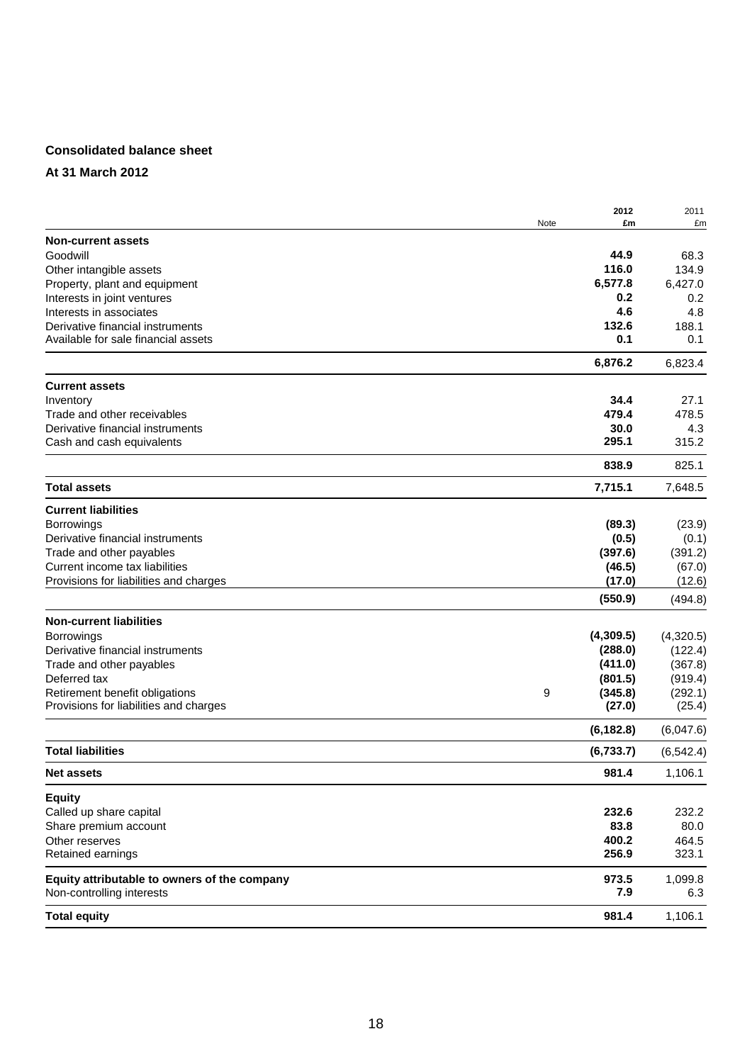**Consolidated balance sheet**

**At 31 March 2012**

| | Note | 2012 £m | 2011 £m |
|---|---|---|---|
| **Non-current assets** | | | |
| Goodwill | | **44.9** | 68.3 |
| Other intangible assets | | **116.0** | 134.9 |
| Property, plant and equipment | | **6,577.8** | 6,427.0 |
| Interests in joint ventures | | **0.2** | 0.2 |
| Interests in associates | | **4.6** | 4.8 |
| Derivative financial instruments | | **132.6** | 188.1 |
| Available for sale financial assets | | **0.1** | 0.1 |
| | | **6,876.2** | 6,823.4 |
| **Current assets** | | | |
| Inventory | | **34.4** | 27.1 |
| Trade and other receivables | | **479.4** | 478.5 |
| Derivative financial instruments | | **30.0** | 4.3 |
| Cash and cash equivalents | | **295.1** | 315.2 |
| | | **838.9** | 825.1 |
| **Total assets** | | **7,715.1** | 7,648.5 |
| **Current liabilities** | | | |
| Borrowings | | **(89.3)** | (23.9) |
| Derivative financial instruments | | **(0.5)** | (0.1) |
| Trade and other payables | | **(397.6)** | (391.2) |
| Current income tax liabilities | | **(46.5)** | (67.0) |
| Provisions for liabilities and charges | | **(17.0)** | (12.6) |
| | | **(550.9)** | (494.8) |
| **Non-current liabilities** | | | |
| Borrowings | | **(4,309.5)** | (4,320.5) |
| Derivative financial instruments | | **(288.0)** | (122.4) |
| Trade and other payables | | **(411.0)** | (367.8) |
| Deferred tax | | **(801.5)** | (919.4) |
| Retirement benefit obligations | 9 | **(345.8)** | (292.1) |
| Provisions for liabilities and charges | | **(27.0)** | (25.4) |
| | | **(6,182.8)** | (6,047.6) |
| **Total liabilities** | | **(6,733.7)** | (6,542.4) |
| **Net assets** | | **981.4** | 1,106.1 |
| **Equity** | | | |
| Called up share capital | | **232.6** | 232.2 |
| Share premium account | | **83.8** | 80.0 |
| Other reserves | | **400.2** | 464.5 |
| Retained earnings | | **256.9** | 323.1 |
| **Equity attributable to owners of the company** | | **973.5** | 1,099.8 |
| Non-controlling interests | | **7.9** | 6.3 |
| **Total equity** | | **981.4** | 1,106.1 |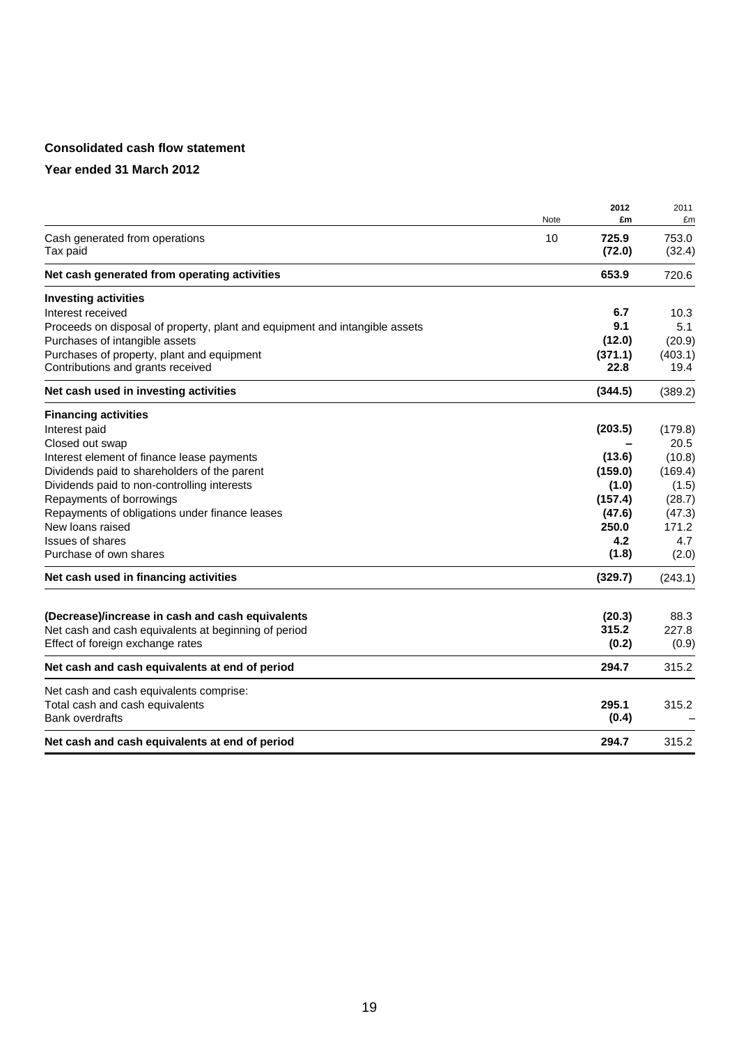**Consolidated cash flow statement**

**Year ended 31 March 2012**

| | Note | 2012 £m | 2011 £m |
|---|---|---|---|
| Cash generated from operations | 10 | **725.9** | 753.0 |
| Tax paid | | **(72.0)** | (32.4) |
| **Net cash generated from operating activities** | | **653.9** | 720.6 |
| **Investing activities** | | | |
| Interest received | | **6.7** | 10.3 |
| Proceeds on disposal of property, plant and equipment and intangible assets | | **9.1** | 5.1 |
| Purchases of intangible assets | | **(12.0)** | (20.9) |
| Purchases of property, plant and equipment | | **(371.1)** | (403.1) |
| Contributions and grants received | | **22.8** | 19.4 |
| **Net cash used in investing activities** | | **(344.5)** | (389.2) |
| **Financing activities** | | | |
| Interest paid | | **(203.5)** | (179.8) |
| Closed out swap | | **–** | 20.5 |
| Interest element of finance lease payments | | **(13.6)** | (10.8) |
| Dividends paid to shareholders of the parent | | **(159.0)** | (169.4) |
| Dividends paid to non-controlling interests | | **(1.0)** | (1.5) |
| Repayments of borrowings | | **(157.4)** | (28.7) |
| Repayments of obligations under finance leases | | **(47.6)** | (47.3) |
| New loans raised | | **250.0** | 171.2 |
| Issues of shares | | **4.2** | 4.7 |
| Purchase of own shares | | **(1.8)** | (2.0) |
| **Net cash used in financing activities** | | **(329.7)** | (243.1) |
| **(Decrease)/increase in cash and cash equivalents** | | **(20.3)** | 88.3 |
| Net cash and cash equivalents at beginning of period | | **315.2** | 227.8 |
| Effect of foreign exchange rates | | **(0.2)** | (0.9) |
| **Net cash and cash equivalents at end of period** | | **294.7** | 315.2 |
| Net cash and cash equivalents comprise: | | | |
| Total cash and cash equivalents | | **295.1** | 315.2 |
| Bank overdrafts | | **(0.4)** | – |
| **Net cash and cash equivalents at end of period** | | **294.7** | 315.2 |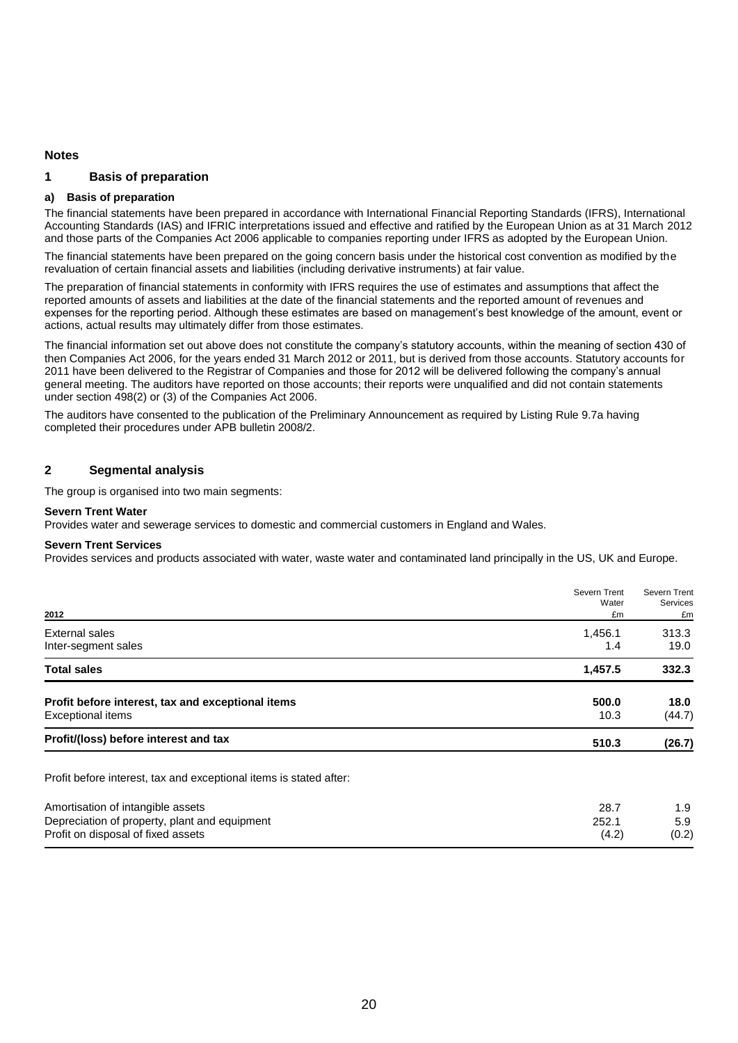## Notes

### 1 Basis of preparation

#### a) Basis of preparation

The financial statements have been prepared in accordance with International Financial Reporting Standards (IFRS), International Accounting Standards (IAS) and IFRIC interpretations issued and effective and ratified by the European Union as at 31 March 2012 and those parts of the Companies Act 2006 applicable to companies reporting under IFRS as adopted by the European Union.

The financial statements have been prepared on the going concern basis under the historical cost convention as modified by the revaluation of certain financial assets and liabilities (including derivative instruments) at fair value.

The preparation of financial statements in conformity with IFRS requires the use of estimates and assumptions that affect the reported amounts of assets and liabilities at the date of the financial statements and the reported amount of revenues and expenses for the reporting period. Although these estimates are based on management's best knowledge of the amount, event or actions, actual results may ultimately differ from those estimates.

The financial information set out above does not constitute the company's statutory accounts, within the meaning of section 430 of then Companies Act 2006, for the years ended 31 March 2012 or 2011, but is derived from those accounts. Statutory accounts for 2011 have been delivered to the Registrar of Companies and those for 2012 will be delivered following the company's annual general meeting. The auditors have reported on those accounts; their reports were unqualified and did not contain statements under section 498(2) or (3) of the Companies Act 2006.

The auditors have consented to the publication of the Preliminary Announcement as required by Listing Rule 9.7a having completed their procedures under APB bulletin 2008/2.

### 2 Segmental analysis

The group is organised into two main segments:

**Severn Trent Water**
Provides water and sewerage services to domestic and commercial customers in England and Wales.

**Severn Trent Services**
Provides services and products associated with water, waste water and contaminated land principally in the US, UK and Europe.

| 2012 | Severn Trent Water £m | Severn Trent Services £m |
|---|---|---|
| External sales | 1,456.1 | 313.3 |
| Inter-segment sales | 1.4 | 19.0 |
| **Total sales** | **1,457.5** | **332.3** |
| **Profit before interest, tax and exceptional items** | **500.0** | **18.0** |
| Exceptional items | 10.3 | (44.7) |
| **Profit/(loss) before interest and tax** | **510.3** | **(26.7)** |

Profit before interest, tax and exceptional items is stated after:

| | Severn Trent Water £m | Severn Trent Services £m |
|---|---|---|
| Amortisation of intangible assets | 28.7 | 1.9 |
| Depreciation of property, plant and equipment | 252.1 | 5.9 |
| Profit on disposal of fixed assets | (4.2) | (0.2) |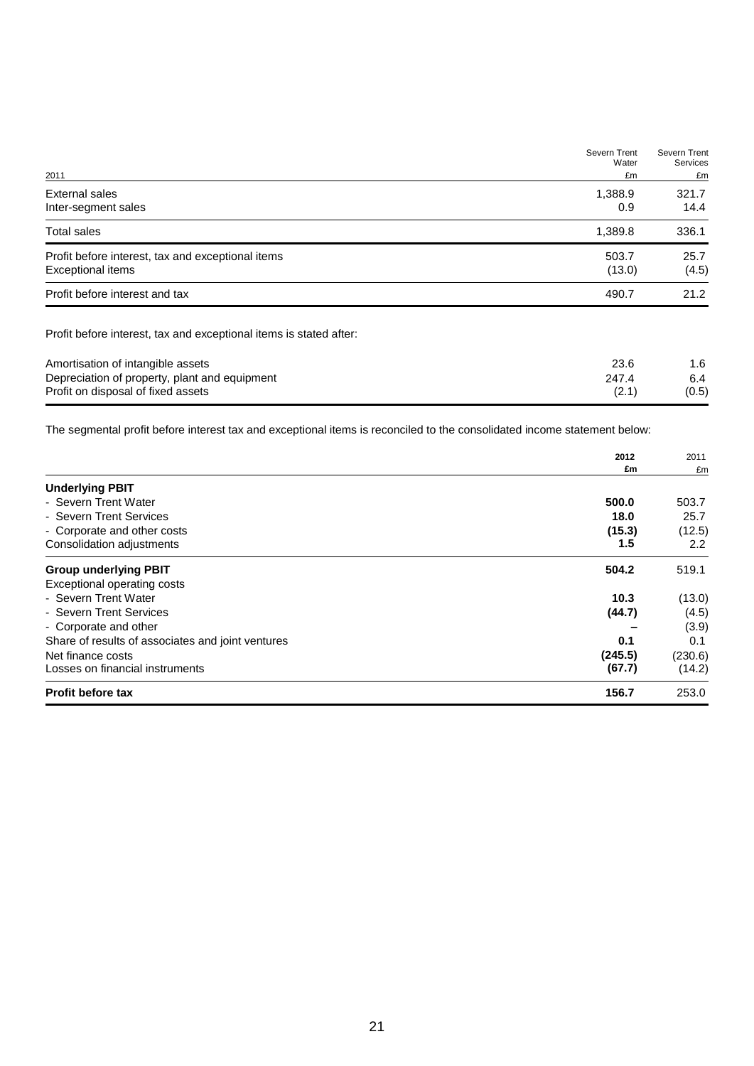| 2011 | Severn Trent Water £m | Severn Trent Services £m |
|---|---|---|
| External sales | 1,388.9 | 321.7 |
| Inter-segment sales | 0.9 | 14.4 |
| Total sales | 1,389.8 | 336.1 |
| Profit before interest, tax and exceptional items | 503.7 | 25.7 |
| Exceptional items | (13.0) | (4.5) |
| Profit before interest and tax | 490.7 | 21.2 |

Profit before interest, tax and exceptional items is stated after:

| | | |
|---|---|---|
| Amortisation of intangible assets | 23.6 | 1.6 |
| Depreciation of property, plant and equipment | 247.4 | 6.4 |
| Profit on disposal of fixed assets | (2.1) | (0.5) |

The segmental profit before interest tax and exceptional items is reconciled to the consolidated income statement below:

| | **2012 £m** | 2011 £m |
|---|---|---|
| **Underlying PBIT** | | |
| - Severn Trent Water | **500.0** | 503.7 |
| - Severn Trent Services | **18.0** | 25.7 |
| - Corporate and other costs | **(15.3)** | (12.5) |
| Consolidation adjustments | **1.5** | 2.2 |
| **Group underlying PBIT** | **504.2** | 519.1 |
| Exceptional operating costs | | |
| - Severn Trent Water | **10.3** | (13.0) |
| - Severn Trent Services | **(44.7)** | (4.5) |
| - Corporate and other | **–** | (3.9) |
| Share of results of associates and joint ventures | **0.1** | 0.1 |
| Net finance costs | **(245.5)** | (230.6) |
| Losses on financial instruments | **(67.7)** | (14.2) |
| **Profit before tax** | **156.7** | 253.0 |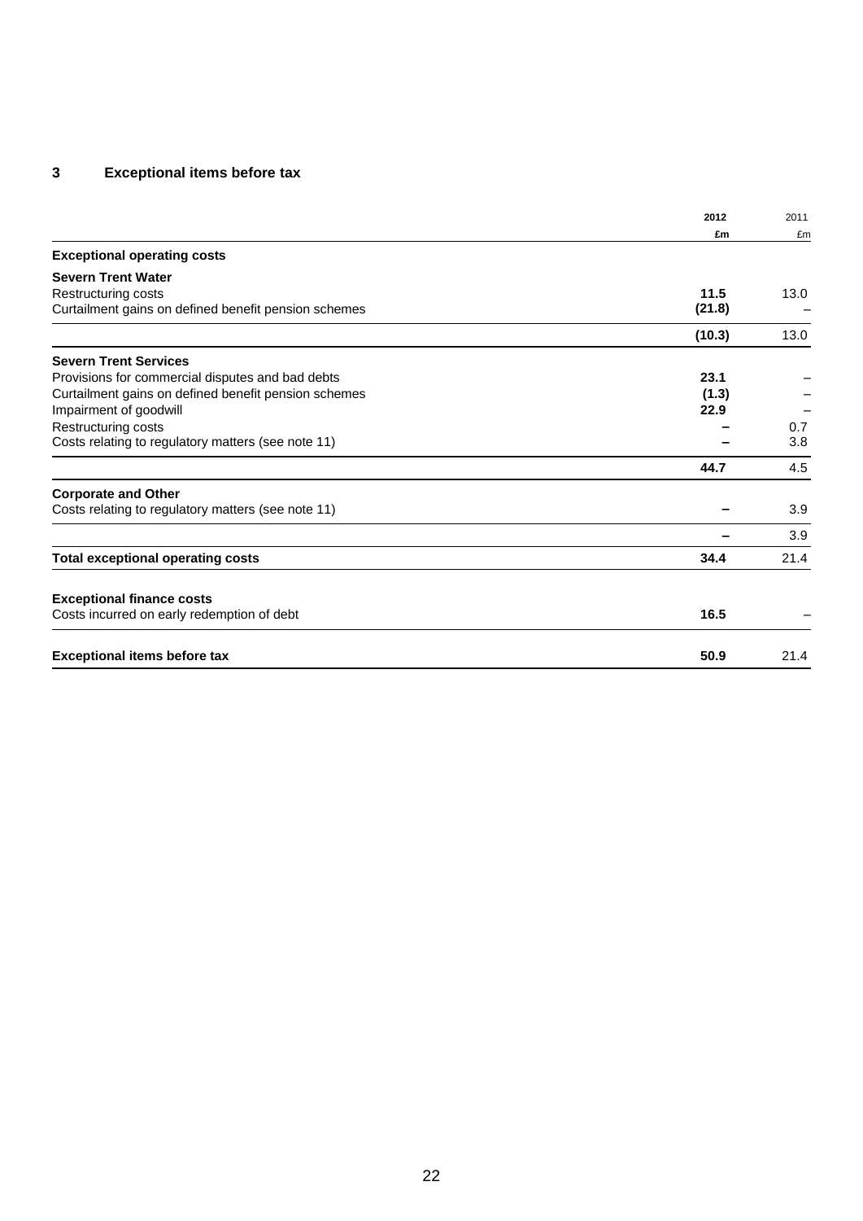## 3 Exceptional items before tax

| | 2012 £m | 2011 £m |
|---|---|---|
| **Exceptional operating costs** | | |
| **Severn Trent Water** | | |
| Restructuring costs | **11.5** | 13.0 |
| Curtailment gains on defined benefit pension schemes | **(21.8)** | – |
| | **(10.3)** | 13.0 |
| **Severn Trent Services** | | |
| Provisions for commercial disputes and bad debts | **23.1** | – |
| Curtailment gains on defined benefit pension schemes | **(1.3)** | – |
| Impairment of goodwill | **22.9** | – |
| Restructuring costs | **–** | 0.7 |
| Costs relating to regulatory matters (see note 11) | **–** | 3.8 |
| | **44.7** | 4.5 |
| **Corporate and Other** | | |
| Costs relating to regulatory matters (see note 11) | **–** | 3.9 |
| | **–** | 3.9 |
| **Total exceptional operating costs** | **34.4** | 21.4 |
| **Exceptional finance costs** | | |
| Costs incurred on early redemption of debt | **16.5** | – |
| **Exceptional items before tax** | **50.9** | 21.4 |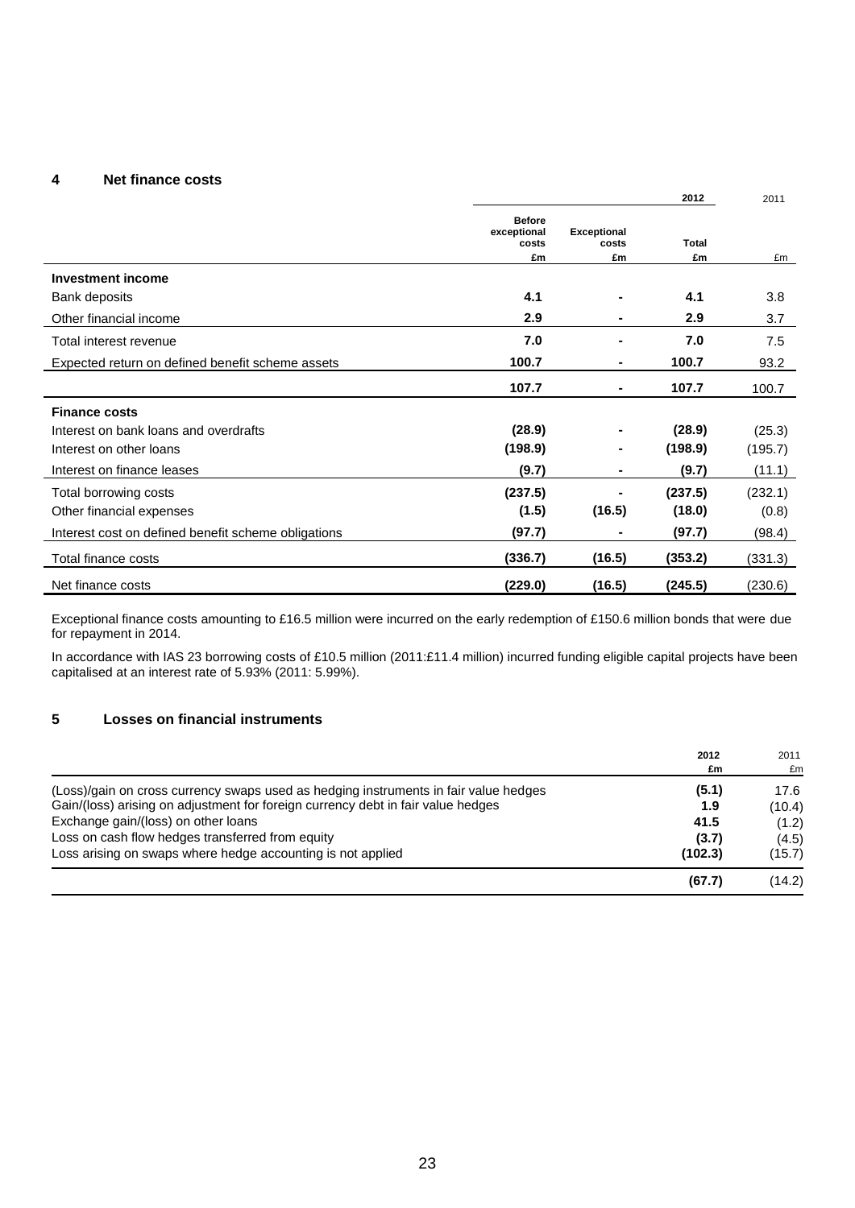## 4 Net finance costs

| | 2012 | | | 2011 |
|---|---|---|---|---|
| | Before exceptional costs £m | Exceptional costs £m | Total £m | £m |
| **Investment income** | | | | |
| Bank deposits | **4.1** | **-** | **4.1** | 3.8 |
| Other financial income | **2.9** | **-** | **2.9** | 3.7 |
| Total interest revenue | **7.0** | **-** | **7.0** | 7.5 |
| Expected return on defined benefit scheme assets | **100.7** | **-** | **100.7** | 93.2 |
| | **107.7** | **-** | **107.7** | 100.7 |
| **Finance costs** | | | | |
| Interest on bank loans and overdrafts | **(28.9)** | **-** | **(28.9)** | (25.3) |
| Interest on other loans | **(198.9)** | **-** | **(198.9)** | (195.7) |
| Interest on finance leases | **(9.7)** | **-** | **(9.7)** | (11.1) |
| Total borrowing costs | **(237.5)** | **-** | **(237.5)** | (232.1) |
| Other financial expenses | **(1.5)** | **(16.5)** | **(18.0)** | (0.8) |
| Interest cost on defined benefit scheme obligations | **(97.7)** | **-** | **(97.7)** | (98.4) |
| Total finance costs | **(336.7)** | **(16.5)** | **(353.2)** | (331.3) |
| Net finance costs | **(229.0)** | **(16.5)** | **(245.5)** | (230.6) |

Exceptional finance costs amounting to £16.5 million were incurred on the early redemption of £150.6 million bonds that were due for repayment in 2014.

In accordance with IAS 23 borrowing costs of £10.5 million (2011:£11.4 million) incurred funding eligible capital projects have been capitalised at an interest rate of 5.93% (2011: 5.99%).

## 5 Losses on financial instruments

| | 2012 £m | 2011 £m |
|---|---|---|
| (Loss)/gain on cross currency swaps used as hedging instruments in fair value hedges | **(5.1)** | 17.6 |
| Gain/(loss) arising on adjustment for foreign currency debt in fair value hedges | **1.9** | (10.4) |
| Exchange gain/(loss) on other loans | **41.5** | (1.2) |
| Loss on cash flow hedges transferred from equity | **(3.7)** | (4.5) |
| Loss arising on swaps where hedge accounting is not applied | **(102.3)** | (15.7) |
| | **(67.7)** | (14.2) |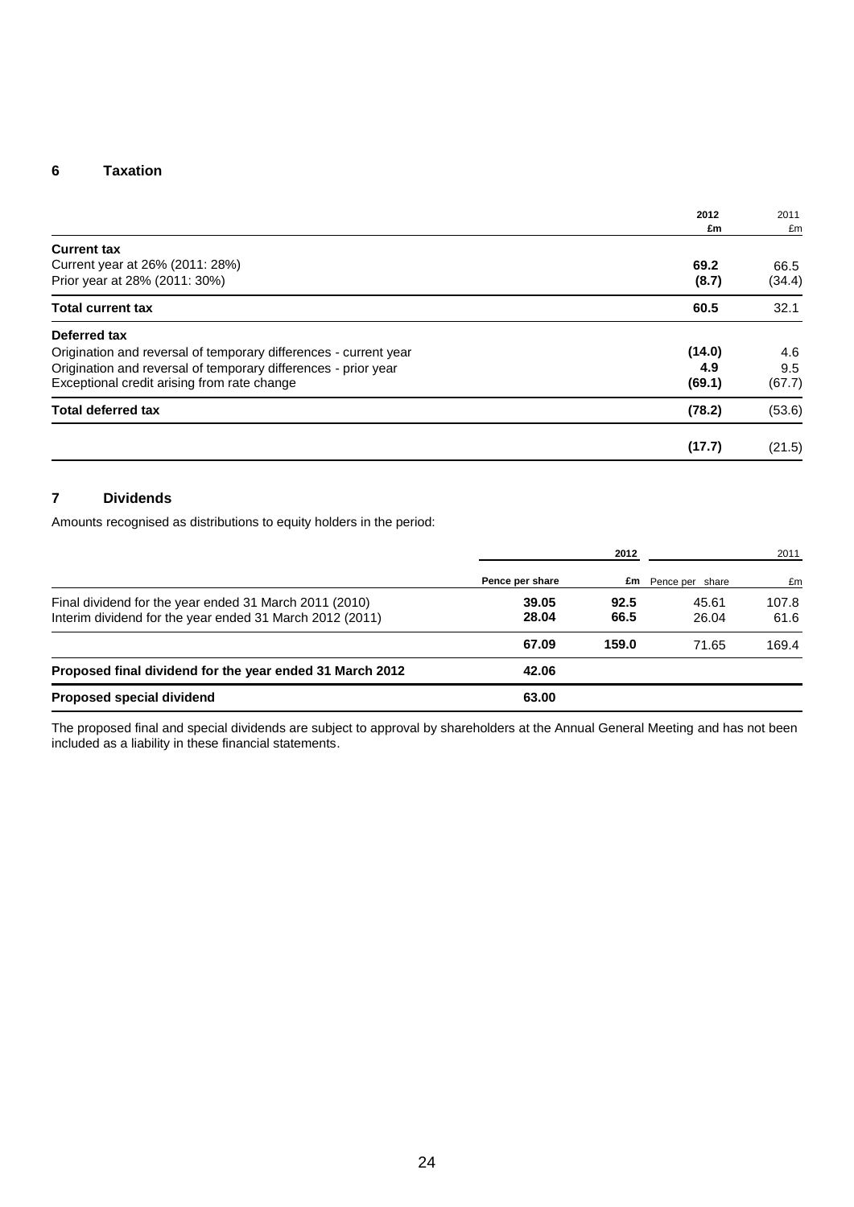## 6 Taxation

| | 2012 £m | 2011 £m |
|---|---|---|
| **Current tax** | | |
| Current year at 26% (2011: 28%) | **69.2** | 66.5 |
| Prior year at 28% (2011: 30%) | **(8.7)** | (34.4) |
| **Total current tax** | **60.5** | 32.1 |
| **Deferred tax** | | |
| Origination and reversal of temporary differences - current year | **(14.0)** | 4.6 |
| Origination and reversal of temporary differences - prior year | **4.9** | 9.5 |
| Exceptional credit arising from rate change | **(69.1)** | (67.7) |
| **Total deferred tax** | **(78.2)** | (53.6) |
| | **(17.7)** | (21.5) |

## 7 Dividends

Amounts recognised as distributions to equity holders in the period:

| | 2012 | | 2011 | |
|---|---|---|---|---|
| | Pence per share | £m | Pence per share | £m |
| Final dividend for the year ended 31 March 2011 (2010) | **39.05** | **92.5** | 45.61 | 107.8 |
| Interim dividend for the year ended 31 March 2012 (2011) | **28.04** | **66.5** | 26.04 | 61.6 |
| | **67.09** | **159.0** | 71.65 | 169.4 |
| **Proposed final dividend for the year ended 31 March 2012** | **42.06** | | | |
| **Proposed special dividend** | **63.00** | | | |

The proposed final and special dividends are subject to approval by shareholders at the Annual General Meeting and has not been included as a liability in these financial statements.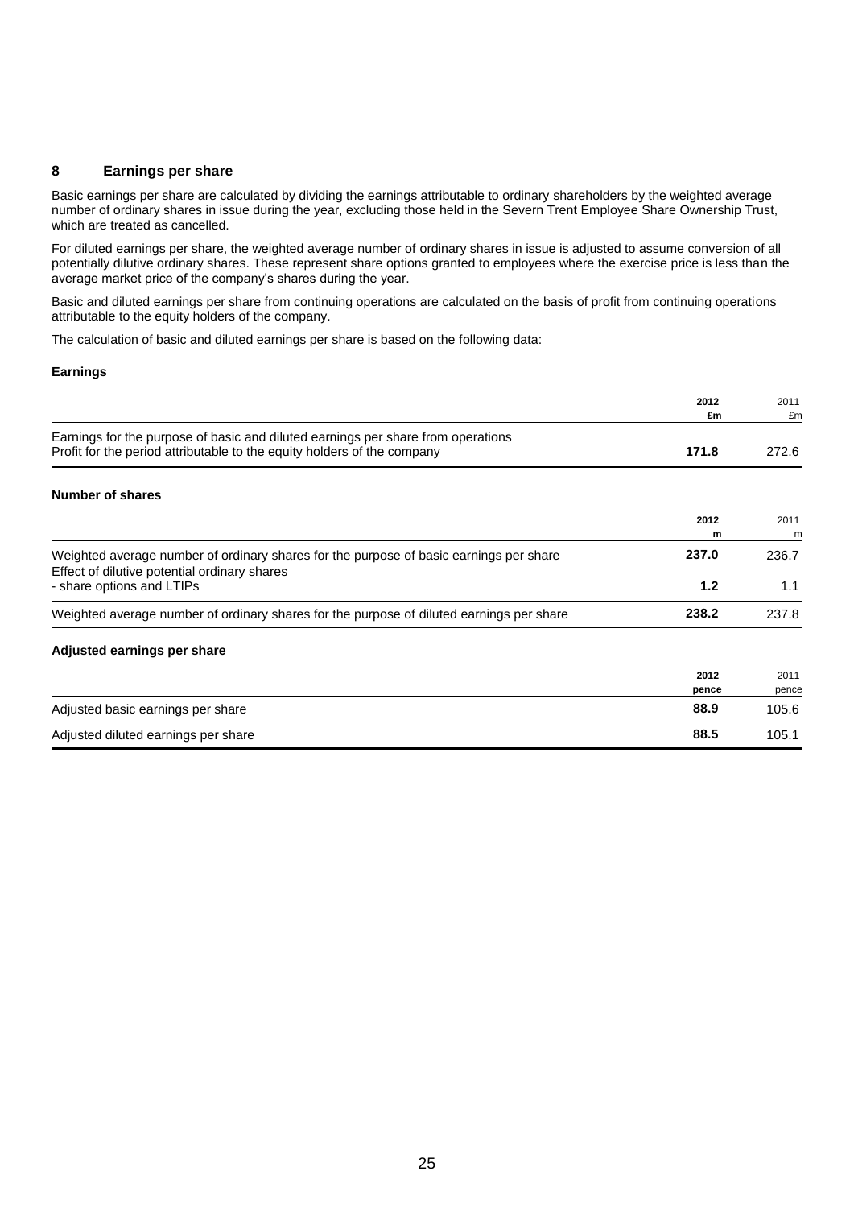## 8 Earnings per share

Basic earnings per share are calculated by dividing the earnings attributable to ordinary shareholders by the weighted average number of ordinary shares in issue during the year, excluding those held in the Severn Trent Employee Share Ownership Trust, which are treated as cancelled.

For diluted earnings per share, the weighted average number of ordinary shares in issue is adjusted to assume conversion of all potentially dilutive ordinary shares. These represent share options granted to employees where the exercise price is less than the average market price of the company's shares during the year.

Basic and diluted earnings per share from continuing operations are calculated on the basis of profit from continuing operations attributable to the equity holders of the company.

The calculation of basic and diluted earnings per share is based on the following data:

### Earnings

| | 2012 £m | 2011 £m |
|---|---|---|
| Earnings for the purpose of basic and diluted earnings per share from operations<br>Profit for the period attributable to the equity holders of the company | **171.8** | 272.6 |

### Number of shares

| | 2012 m | 2011 m |
|---|---|---|
| Weighted average number of ordinary shares for the purpose of basic earnings per share | **237.0** | 236.7 |
| Effect of dilutive potential ordinary shares<br>- share options and LTIPs | **1.2** | 1.1 |
| Weighted average number of ordinary shares for the purpose of diluted earnings per share | **238.2** | 237.8 |

### Adjusted earnings per share

| | 2012 pence | 2011 pence |
|---|---|---|
| Adjusted basic earnings per share | **88.9** | 105.6 |
| Adjusted diluted earnings per share | **88.5** | 105.1 |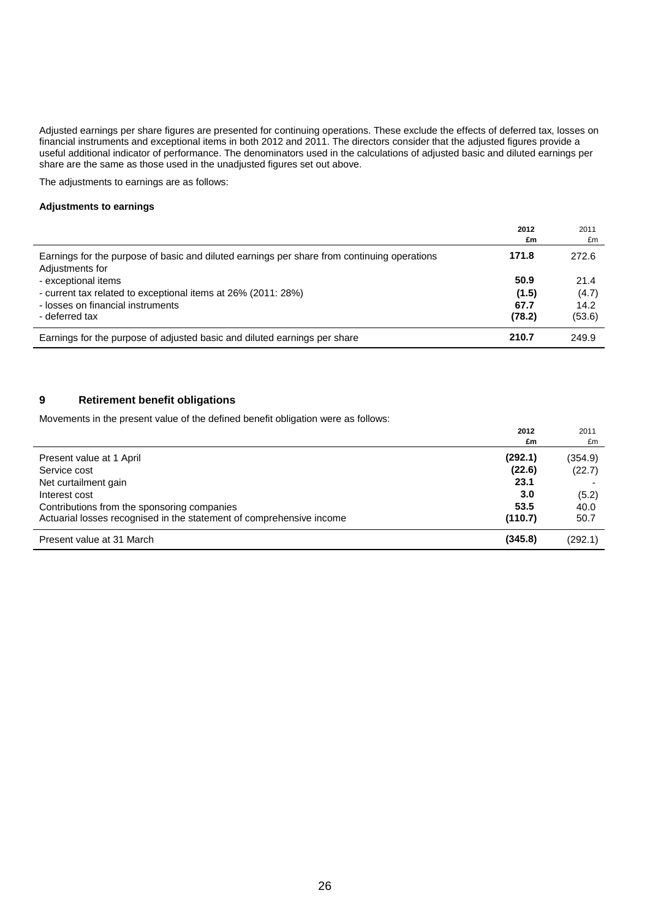Adjusted earnings per share figures are presented for continuing operations. These exclude the effects of deferred tax, losses on financial instruments and exceptional items in both 2012 and 2011. The directors consider that the adjusted figures provide a useful additional indicator of performance. The denominators used in the calculations of adjusted basic and diluted earnings per share are the same as those used in the unadjusted figures set out above.

The adjustments to earnings are as follows:

**Adjustments to earnings**

| | 2012<br>£m | 2011<br>£m |
|---|---|---|
| Earnings for the purpose of basic and diluted earnings per share from continuing operations | **171.8** | 272.6 |
| Adjustments for | | |
| - exceptional items | **50.9** | 21.4 |
| - current tax related to exceptional items at 26% (2011: 28%) | **(1.5)** | (4.7) |
| - losses on financial instruments | **67.7** | 14.2 |
| - deferred tax | **(78.2)** | (53.6) |
| Earnings for the purpose of adjusted basic and diluted earnings per share | **210.7** | 249.9 |

## 9 Retirement benefit obligations

Movements in the present value of the defined benefit obligation were as follows:

| | 2012<br>£m | 2011<br>£m |
|---|---|---|
| Present value at 1 April | **(292.1)** | (354.9) |
| Service cost | **(22.6)** | (22.7) |
| Net curtailment gain | **23.1** | - |
| Interest cost | **3.0** | (5.2) |
| Contributions from the sponsoring companies | **53.5** | 40.0 |
| Actuarial losses recognised in the statement of comprehensive income | **(110.7)** | 50.7 |
| Present value at 31 March | **(345.8)** | (292.1) |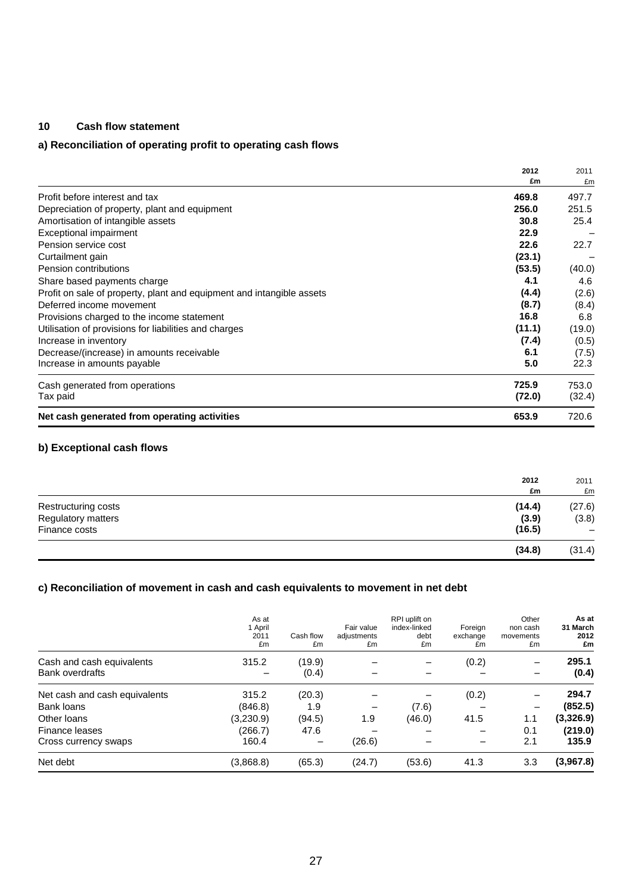## 10 Cash flow statement

### a) Reconciliation of operating profit to operating cash flows

| | 2012 £m | 2011 £m |
|---|---|---|
| Profit before interest and tax | **469.8** | 497.7 |
| Depreciation of property, plant and equipment | **256.0** | 251.5 |
| Amortisation of intangible assets | **30.8** | 25.4 |
| Exceptional impairment | **22.9** | – |
| Pension service cost | **22.6** | 22.7 |
| Curtailment gain | **(23.1)** | – |
| Pension contributions | **(53.5)** | (40.0) |
| Share based payments charge | **4.1** | 4.6 |
| Profit on sale of property, plant and equipment and intangible assets | **(4.4)** | (2.6) |
| Deferred income movement | **(8.7)** | (8.4) |
| Provisions charged to the income statement | **16.8** | 6.8 |
| Utilisation of provisions for liabilities and charges | **(11.1)** | (19.0) |
| Increase in inventory | **(7.4)** | (0.5) |
| Decrease/(increase) in amounts receivable | **6.1** | (7.5) |
| Increase in amounts payable | **5.0** | 22.3 |
| Cash generated from operations | **725.9** | 753.0 |
| Tax paid | **(72.0)** | (32.4) |
| **Net cash generated from operating activities** | **653.9** | 720.6 |

### b) Exceptional cash flows

| | 2012 £m | 2011 £m |
|---|---|---|
| Restructuring costs | **(14.4)** | (27.6) |
| Regulatory matters | **(3.9)** | (3.8) |
| Finance costs | **(16.5)** | – |
| | **(34.8)** | (31.4) |

### c) Reconciliation of movement in cash and cash equivalents to movement in net debt

| | As at 1 April 2011 £m | Cash flow £m | Fair value adjustments £m | RPI uplift on index-linked debt £m | Foreign exchange £m | Other non cash movements £m | As at 31 March 2012 £m |
|---|---|---|---|---|---|---|---|
| Cash and cash equivalents | 315.2 | (19.9) | – | – | (0.2) | – | **295.1** |
| Bank overdrafts | – | (0.4) | – | – | – | – | **(0.4)** |
| Net cash and cash equivalents | 315.2 | (20.3) | – | – | (0.2) | – | **294.7** |
| Bank loans | (846.8) | 1.9 | – | (7.6) | – | – | **(852.5)** |
| Other loans | (3,230.9) | (94.5) | 1.9 | (46.0) | 41.5 | 1.1 | **(3,326.9)** |
| Finance leases | (266.7) | 47.6 | – | – | – | 0.1 | **(219.0)** |
| Cross currency swaps | 160.4 | – | (26.6) | – | – | 2.1 | **135.9** |
| Net debt | (3,868.8) | (65.3) | (24.7) | (53.6) | 41.3 | 3.3 | **(3,967.8)** |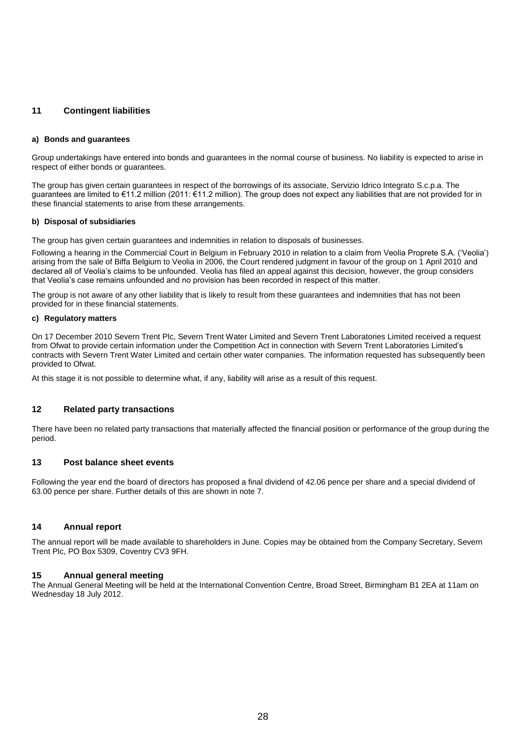## 11 Contingent liabilities

#### a) Bonds and guarantees

Group undertakings have entered into bonds and guarantees in the normal course of business. No liability is expected to arise in respect of either bonds or guarantees.

The group has given certain guarantees in respect of the borrowings of its associate, Servizio Idrico Integrato S.c.p.a. The guarantees are limited to €11.2 million (2011: €11.2 million). The group does not expect any liabilities that are not provided for in these financial statements to arise from these arrangements.

#### b) Disposal of subsidiaries

The group has given certain guarantees and indemnities in relation to disposals of businesses.

Following a hearing in the Commercial Court in Belgium in February 2010 in relation to a claim from Veolia Proprete S.A. ('Veolia') arising from the sale of Biffa Belgium to Veolia in 2006, the Court rendered judgment in favour of the group on 1 April 2010 and declared all of Veolia's claims to be unfounded. Veolia has filed an appeal against this decision, however, the group considers that Veolia's case remains unfounded and no provision has been recorded in respect of this matter.

The group is not aware of any other liability that is likely to result from these guarantees and indemnities that has not been provided for in these financial statements.

#### c) Regulatory matters

On 17 December 2010 Severn Trent Plc, Severn Trent Water Limited and Severn Trent Laboratories Limited received a request from Ofwat to provide certain information under the Competition Act in connection with Severn Trent Laboratories Limited's contracts with Severn Trent Water Limited and certain other water companies. The information requested has subsequently been provided to Ofwat.

At this stage it is not possible to determine what, if any, liability will arise as a result of this request.

## 12 Related party transactions

There have been no related party transactions that materially affected the financial position or performance of the group during the period.

## 13 Post balance sheet events

Following the year end the board of directors has proposed a final dividend of 42.06 pence per share and a special dividend of 63.00 pence per share. Further details of this are shown in note 7.

## 14 Annual report

The annual report will be made available to shareholders in June. Copies may be obtained from the Company Secretary, Severn Trent Plc, PO Box 5309, Coventry CV3 9FH.

## 15 Annual general meeting

The Annual General Meeting will be held at the International Convention Centre, Broad Street, Birmingham B1 2EA at 11am on Wednesday 18 July 2012.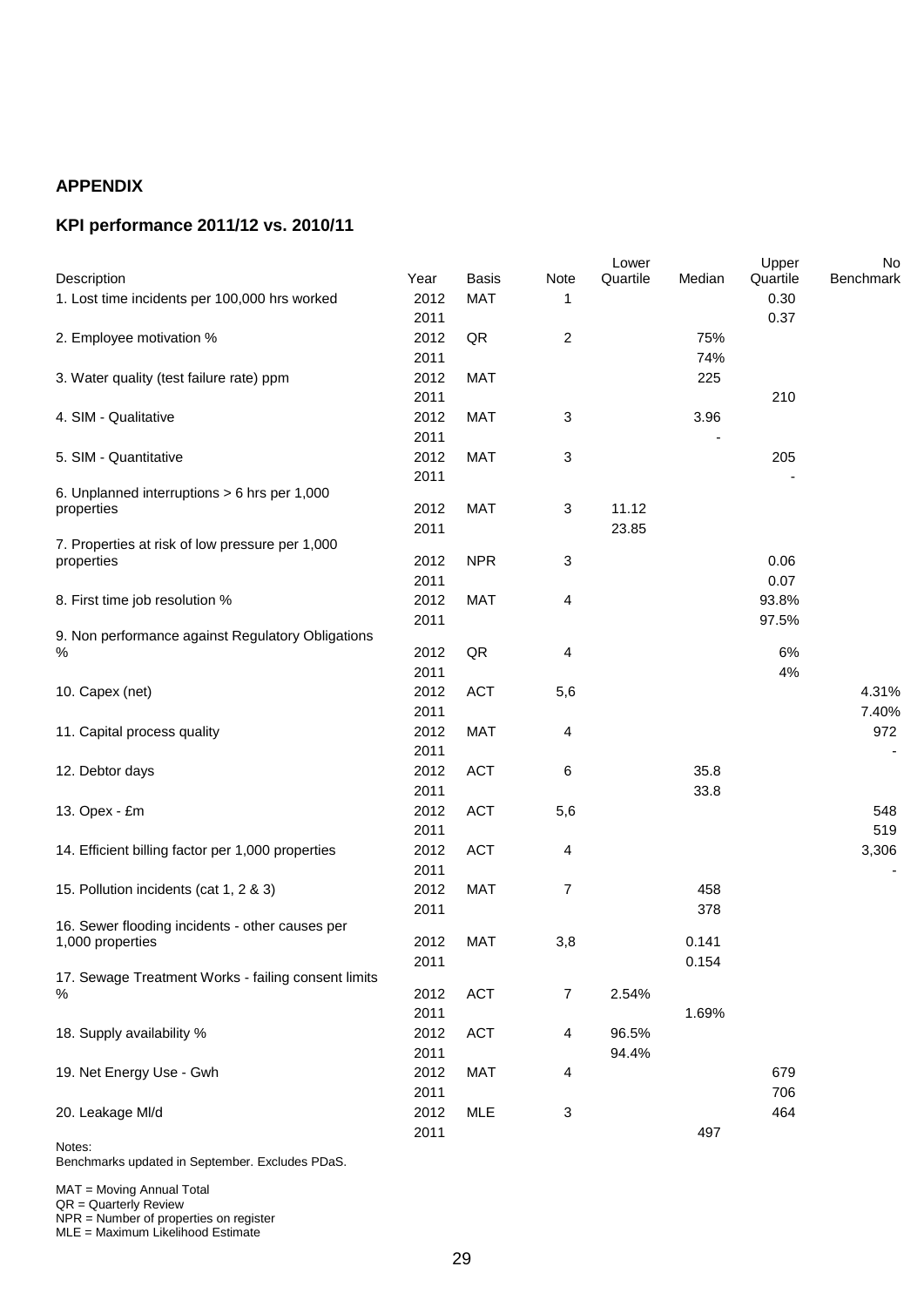**APPENDIX**

**KPI performance 2011/12 vs. 2010/11**

| Description | Year | Basis | Note | Lower Quartile | Median | Upper Quartile | No Benchmark |
|---|---|---|---|---|---|---|---|
| 1. Lost time incidents per 100,000 hrs worked | 2012 | MAT | 1 | | | 0.30 | |
| | 2011 | | | | | 0.37 | |
| 2. Employee motivation % | 2012 | QR | 2 | | 75% | | |
| | 2011 | | | | 74% | | |
| 3. Water quality (test failure rate) ppm | 2012 | MAT | | | 225 | | |
| | 2011 | | | | | 210 | |
| 4. SIM - Qualitative | 2012 | MAT | 3 | | 3.96 | | |
| | 2011 | | | | - | | |
| 5. SIM - Quantitative | 2012 | MAT | 3 | | | 205 | |
| | 2011 | | | | | - | |
| 6. Unplanned interruptions > 6 hrs per 1,000 properties | 2012 | MAT | 3 | 11.12 | | | |
| | 2011 | | | 23.85 | | | |
| 7. Properties at risk of low pressure per 1,000 properties | 2012 | NPR | 3 | | | 0.06 | |
| | 2011 | | | | | 0.07 | |
| 8. First time job resolution % | 2012 | MAT | 4 | | | 93.8% | |
| | 2011 | | | | | 97.5% | |
| 9. Non performance against Regulatory Obligations % | 2012 | QR | 4 | | | 6% | |
| | 2011 | | | | | 4% | |
| 10. Capex (net) | 2012 | ACT | 5,6 | | | | 4.31% |
| | 2011 | | | | | | 7.40% |
| 11. Capital process quality | 2012 | MAT | 4 | | | | 972 |
| | 2011 | | | | | | - |
| 12. Debtor days | 2012 | ACT | 6 | | 35.8 | | |
| | 2011 | | | | 33.8 | | |
| 13. Opex - £m | 2012 | ACT | 5,6 | | | | 548 |
| | 2011 | | | | | | 519 |
| 14. Efficient billing factor per 1,000 properties | 2012 | ACT | 4 | | | | 3,306 |
| | 2011 | | | | | | - |
| 15. Pollution incidents (cat 1, 2 & 3) | 2012 | MAT | 7 | | 458 | | |
| | 2011 | | | | 378 | | |
| 16. Sewer flooding incidents - other causes per 1,000 properties | 2012 | MAT | 3,8 | | 0.141 | | |
| | 2011 | | | | 0.154 | | |
| 17. Sewage Treatment Works - failing consent limits % | 2012 | ACT | 7 | 2.54% | | | |
| | 2011 | | | | 1.69% | | |
| 18. Supply availability % | 2012 | ACT | 4 | 96.5% | | | |
| | 2011 | | | 94.4% | | | |
| 19. Net Energy Use - Gwh | 2012 | MAT | 4 | | | 679 | |
| | 2011 | | | | | 706 | |
| 20. Leakage Ml/d | 2012 | MLE | 3 | | | 464 | |
| | 2011 | | | | 497 | | |

Notes:
Benchmarks updated in September. Excludes PDaS.

MAT = Moving Annual Total
QR = Quarterly Review
NPR = Number of properties on register
MLE = Maximum Likelihood Estimate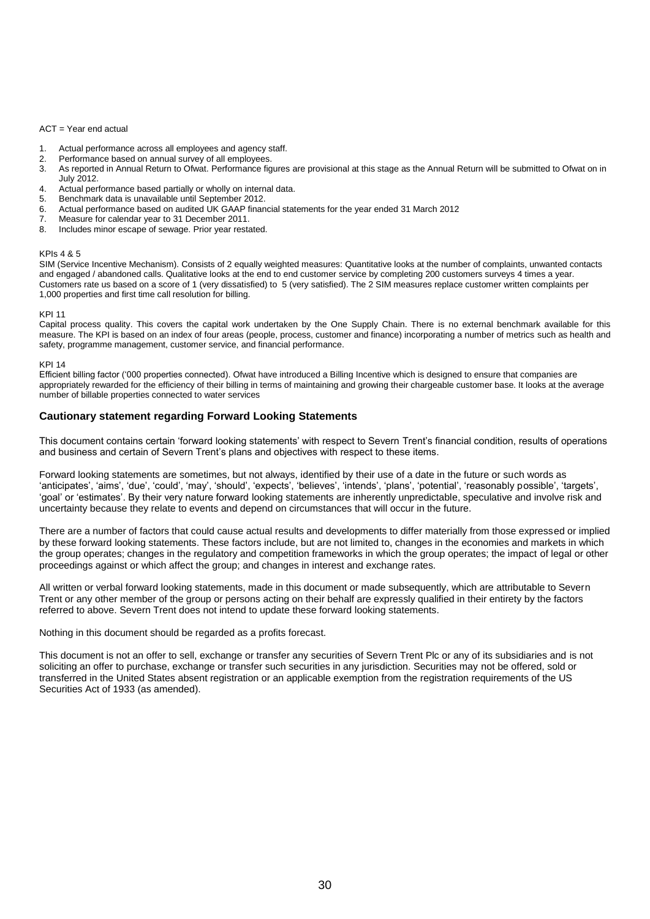ACT = Year end actual

1. Actual performance across all employees and agency staff.
2. Performance based on annual survey of all employees.
3. As reported in Annual Return to Ofwat. Performance figures are provisional at this stage as the Annual Return will be submitted to Ofwat on in July 2012.
4. Actual performance based partially or wholly on internal data.
5. Benchmark data is unavailable until September 2012.
6. Actual performance based on audited UK GAAP financial statements for the year ended 31 March 2012
7. Measure for calendar year to 31 December 2011.
8. Includes minor escape of sewage. Prior year restated.

KPIs 4 & 5

SIM (Service Incentive Mechanism). Consists of 2 equally weighted measures: Quantitative looks at the number of complaints, unwanted contacts and engaged / abandoned calls. Qualitative looks at the end to end customer service by completing 200 customers surveys 4 times a year. Customers rate us based on a score of 1 (very dissatisfied) to 5 (very satisfied). The 2 SIM measures replace customer written complaints per 1,000 properties and first time call resolution for billing.

KPI 11

Capital process quality. This covers the capital work undertaken by the One Supply Chain. There is no external benchmark available for this measure. The KPI is based on an index of four areas (people, process, customer and finance) incorporating a number of metrics such as health and safety, programme management, customer service, and financial performance.

KPI 14

Efficient billing factor ('000 properties connected). Ofwat have introduced a Billing Incentive which is designed to ensure that companies are appropriately rewarded for the efficiency of their billing in terms of maintaining and growing their chargeable customer base. It looks at the average number of billable properties connected to water services

## Cautionary statement regarding Forward Looking Statements

This document contains certain 'forward looking statements' with respect to Severn Trent's financial condition, results of operations and business and certain of Severn Trent's plans and objectives with respect to these items.

Forward looking statements are sometimes, but not always, identified by their use of a date in the future or such words as 'anticipates', 'aims', 'due', 'could', 'may', 'should', 'expects', 'believes', 'intends', 'plans', 'potential', 'reasonably possible', 'targets', 'goal' or 'estimates'. By their very nature forward looking statements are inherently unpredictable, speculative and involve risk and uncertainty because they relate to events and depend on circumstances that will occur in the future.

There are a number of factors that could cause actual results and developments to differ materially from those expressed or implied by these forward looking statements. These factors include, but are not limited to, changes in the economies and markets in which the group operates; changes in the regulatory and competition frameworks in which the group operates; the impact of legal or other proceedings against or which affect the group; and changes in interest and exchange rates.

All written or verbal forward looking statements, made in this document or made subsequently, which are attributable to Severn Trent or any other member of the group or persons acting on their behalf are expressly qualified in their entirety by the factors referred to above. Severn Trent does not intend to update these forward looking statements.

Nothing in this document should be regarded as a profits forecast.

This document is not an offer to sell, exchange or transfer any securities of Severn Trent Plc or any of its subsidiaries and is not soliciting an offer to purchase, exchange or transfer such securities in any jurisdiction. Securities may not be offered, sold or transferred in the United States absent registration or an applicable exemption from the registration requirements of the US Securities Act of 1933 (as amended).